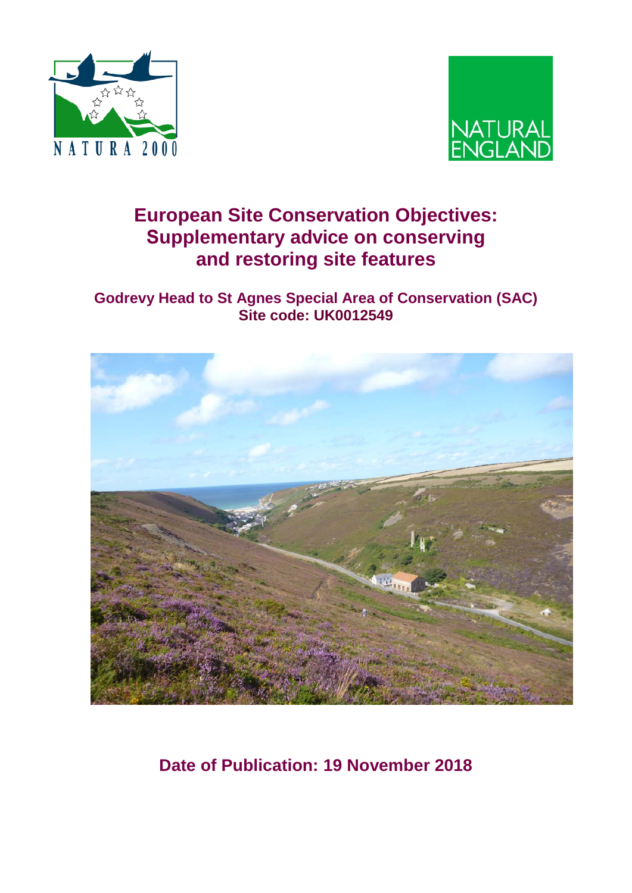# European Site Conservation Objectives: Supplementary advice on conserving and restoring site features

## Godrevy Head to St Agnes Special Area of Conservation (SAC)
## Site code: UK0012549

**Date of Publication: 19 November 2018**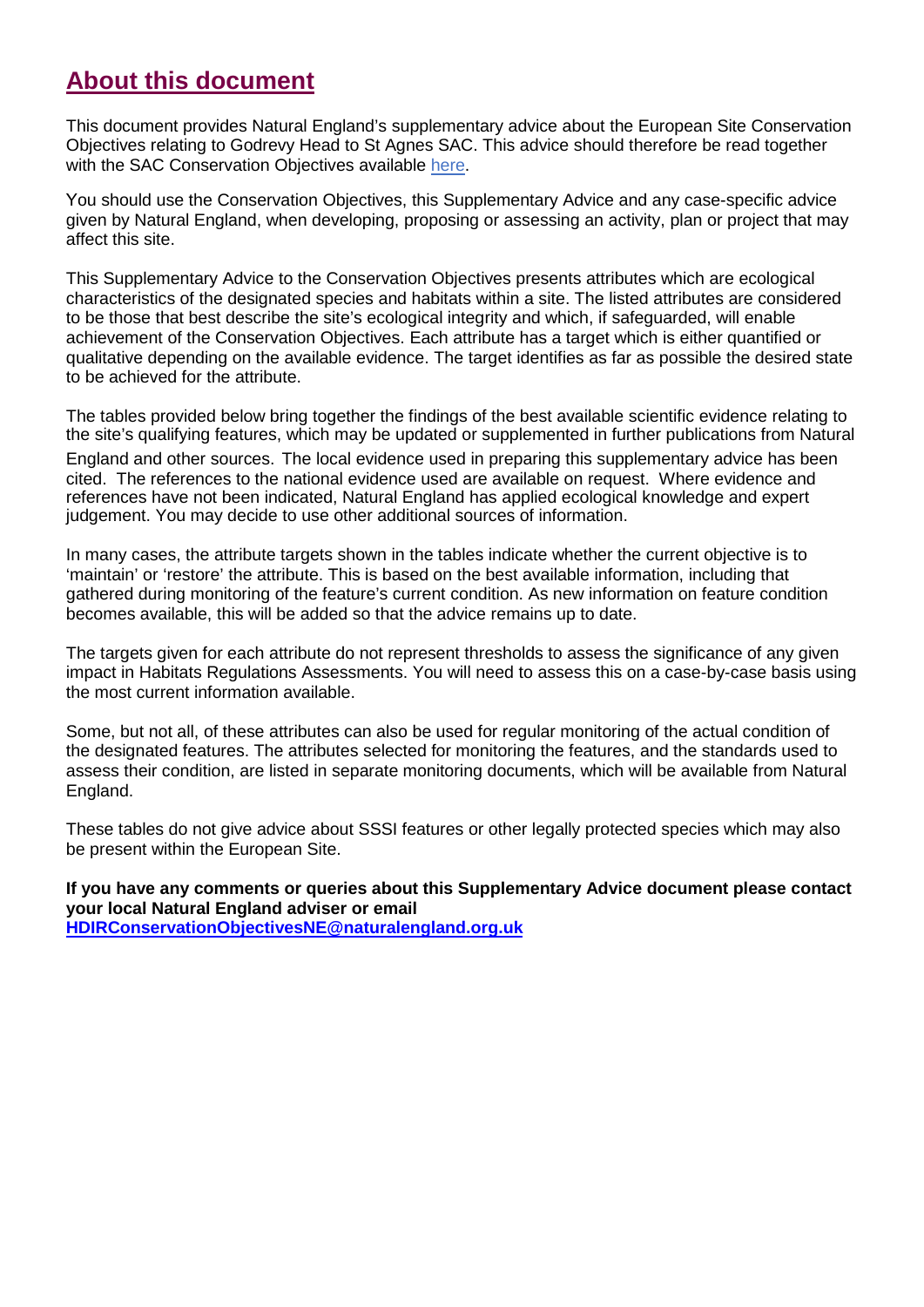## About this document

This document provides Natural England's supplementary advice about the European Site Conservation Objectives relating to Godrevy Head to St Agnes SAC. This advice should therefore be read together with the SAC Conservation Objectives available here.

You should use the Conservation Objectives, this Supplementary Advice and any case-specific advice given by Natural England, when developing, proposing or assessing an activity, plan or project that may affect this site.

This Supplementary Advice to the Conservation Objectives presents attributes which are ecological characteristics of the designated species and habitats within a site. The listed attributes are considered to be those that best describe the site's ecological integrity and which, if safeguarded, will enable achievement of the Conservation Objectives. Each attribute has a target which is either quantified or qualitative depending on the available evidence. The target identifies as far as possible the desired state to be achieved for the attribute.

The tables provided below bring together the findings of the best available scientific evidence relating to the site's qualifying features, which may be updated or supplemented in further publications from Natural England and other sources. The local evidence used in preparing this supplementary advice has been cited. The references to the national evidence used are available on request. Where evidence and references have not been indicated, Natural England has applied ecological knowledge and expert judgement. You may decide to use other additional sources of information.

In many cases, the attribute targets shown in the tables indicate whether the current objective is to 'maintain' or 'restore' the attribute. This is based on the best available information, including that gathered during monitoring of the feature's current condition. As new information on feature condition becomes available, this will be added so that the advice remains up to date.

The targets given for each attribute do not represent thresholds to assess the significance of any given impact in Habitats Regulations Assessments. You will need to assess this on a case-by-case basis using the most current information available.

Some, but not all, of these attributes can also be used for regular monitoring of the actual condition of the designated features. The attributes selected for monitoring the features, and the standards used to assess their condition, are listed in separate monitoring documents, which will be available from Natural England.

These tables do not give advice about SSSI features or other legally protected species which may also be present within the European Site.

**If you have any comments or queries about this Supplementary Advice document please contact your local Natural England adviser or email HDIRConservationObjectivesNE@naturalengland.org.uk**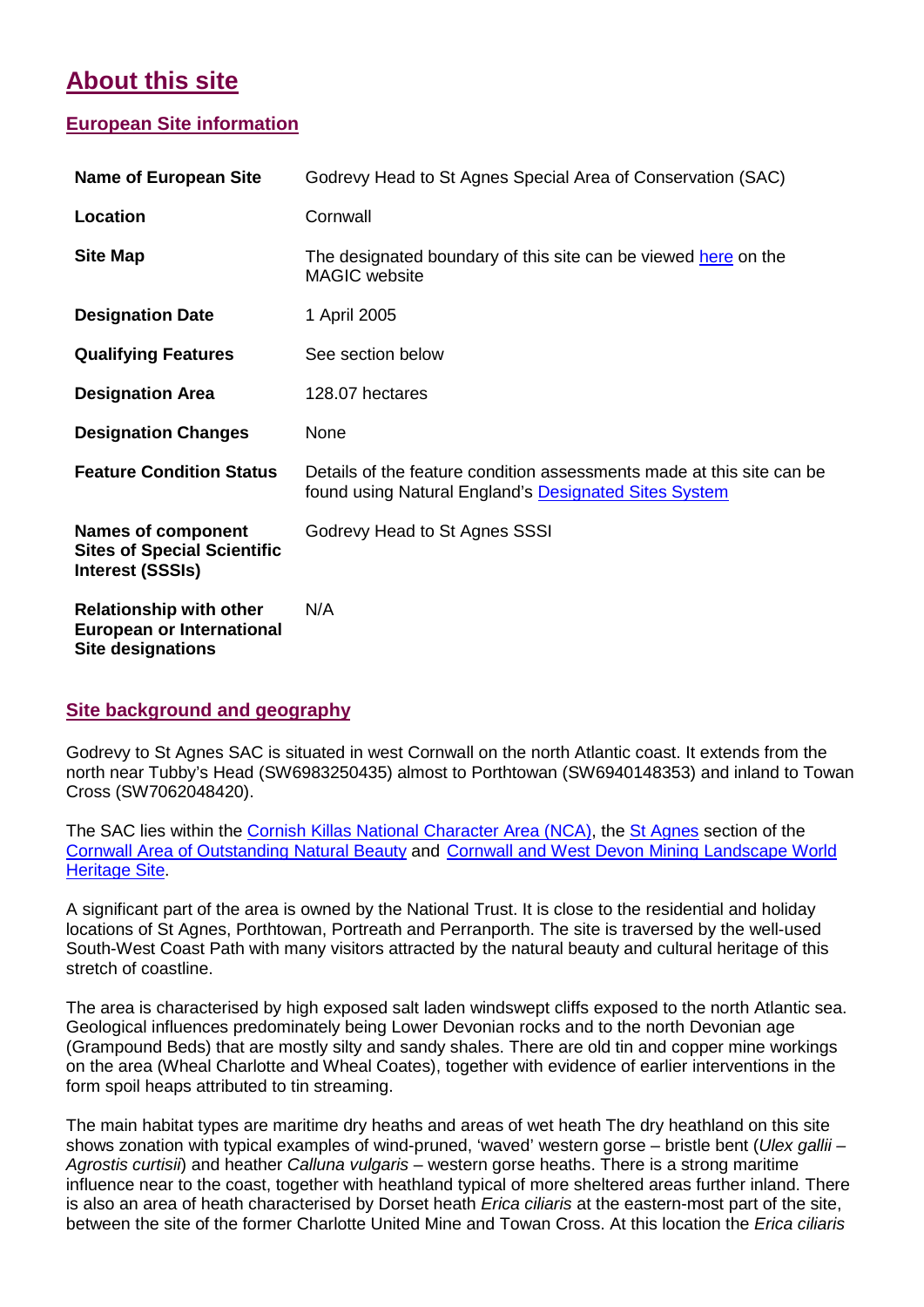## About this site

### European Site information

| | |
|---|---|
| **Name of European Site** | Godrevy Head to St Agnes Special Area of Conservation (SAC) |
| **Location** | Cornwall |
| **Site Map** | The designated boundary of this site can be viewed here on the MAGIC website |
| **Designation Date** | 1 April 2005 |
| **Qualifying Features** | See section below |
| **Designation Area** | 128.07 hectares |
| **Designation Changes** | None |
| **Feature Condition Status** | Details of the feature condition assessments made at this site can be found using Natural England's Designated Sites System |
| **Names of component Sites of Special Scientific Interest (SSSIs)** | Godrevy Head to St Agnes SSSI |
| **Relationship with other European or International Site designations** | N/A |

### Site background and geography

Godrevy to St Agnes SAC is situated in west Cornwall on the north Atlantic coast. It extends from the north near Tubby's Head (SW6983250435) almost to Porthtowan (SW6940148353) and inland to Towan Cross (SW7062048420).

The SAC lies within the Cornish Killas National Character Area (NCA), the St Agnes section of the Cornwall Area of Outstanding Natural Beauty and Cornwall and West Devon Mining Landscape World Heritage Site.

A significant part of the area is owned by the National Trust. It is close to the residential and holiday locations of St Agnes, Porthtowan, Portreath and Perranporth. The site is traversed by the well-used South-West Coast Path with many visitors attracted by the natural beauty and cultural heritage of this stretch of coastline.

The area is characterised by high exposed salt laden windswept cliffs exposed to the north Atlantic sea. Geological influences predominately being Lower Devonian rocks and to the north Devonian age (Grampound Beds) that are mostly silty and sandy shales. There are old tin and copper mine workings on the area (Wheal Charlotte and Wheal Coates), together with evidence of earlier interventions in the form spoil heaps attributed to tin streaming.

The main habitat types are maritime dry heaths and areas of wet heath The dry heathland on this site shows zonation with typical examples of wind-pruned, 'waved' western gorse – bristle bent (*Ulex gallii* – *Agrostis curtisii*) and heather *Calluna vulgaris* – western gorse heaths. There is a strong maritime influence near to the coast, together with heathland typical of more sheltered areas further inland. There is also an area of heath characterised by Dorset heath *Erica ciliaris* at the eastern-most part of the site, between the site of the former Charlotte United Mine and Towan Cross. At this location the *Erica ciliaris*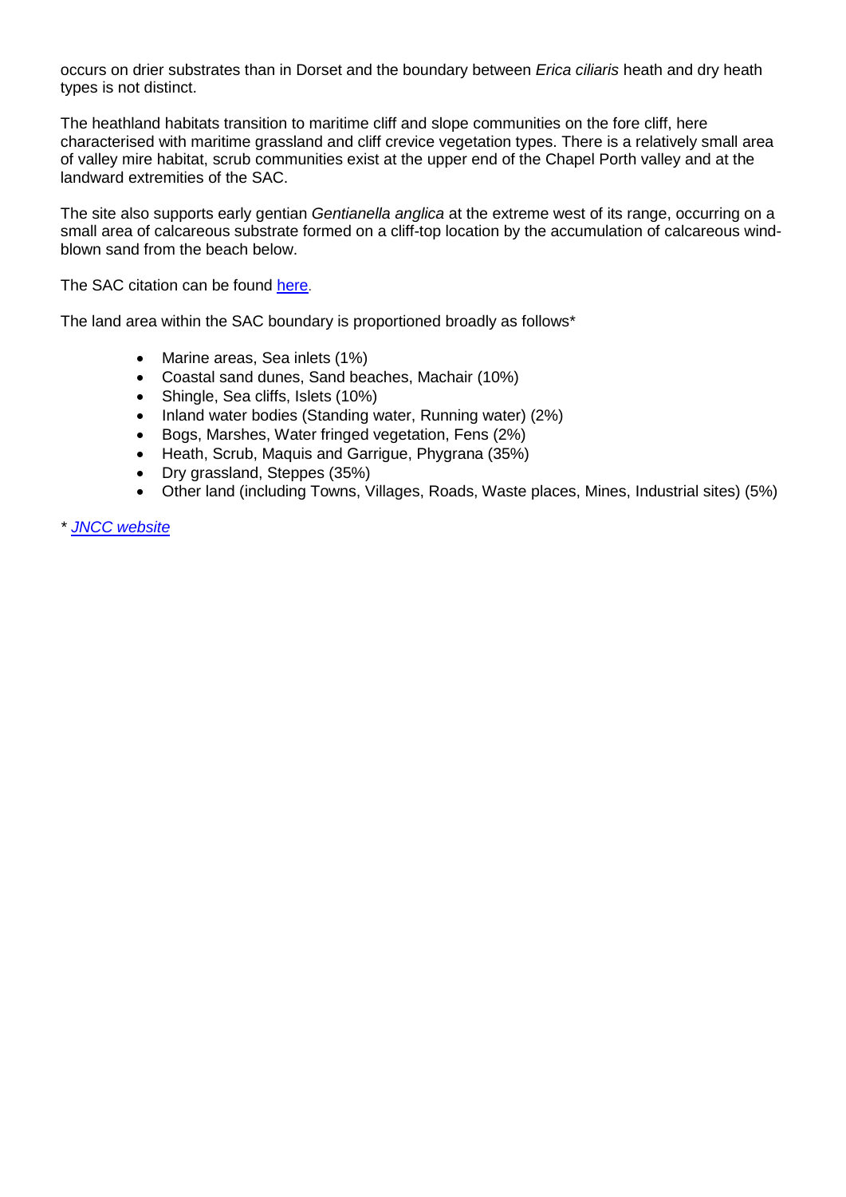occurs on drier substrates than in Dorset and the boundary between *Erica ciliaris* heath and dry heath types is not distinct.

The heathland habitats transition to maritime cliff and slope communities on the fore cliff, here characterised with maritime grassland and cliff crevice vegetation types. There is a relatively small area of valley mire habitat, scrub communities exist at the upper end of the Chapel Porth valley and at the landward extremities of the SAC.

The site also supports early gentian *Gentianella anglica* at the extreme west of its range, occurring on a small area of calcareous substrate formed on a cliff-top location by the accumulation of calcareous wind-blown sand from the beach below.

The SAC citation can be found [here](here).

The land area within the SAC boundary is proportioned broadly as follows*

- Marine areas, Sea inlets (1%)
- Coastal sand dunes, Sand beaches, Machair (10%)
- Shingle, Sea cliffs, Islets (10%)
- Inland water bodies (Standing water, Running water) (2%)
- Bogs, Marshes, Water fringed vegetation, Fens (2%)
- Heath, Scrub, Maquis and Garrigue, Phygrana (35%)
- Dry grassland, Steppes (35%)
- Other land (including Towns, Villages, Roads, Waste places, Mines, Industrial sites) (5%)

* *JNCC website*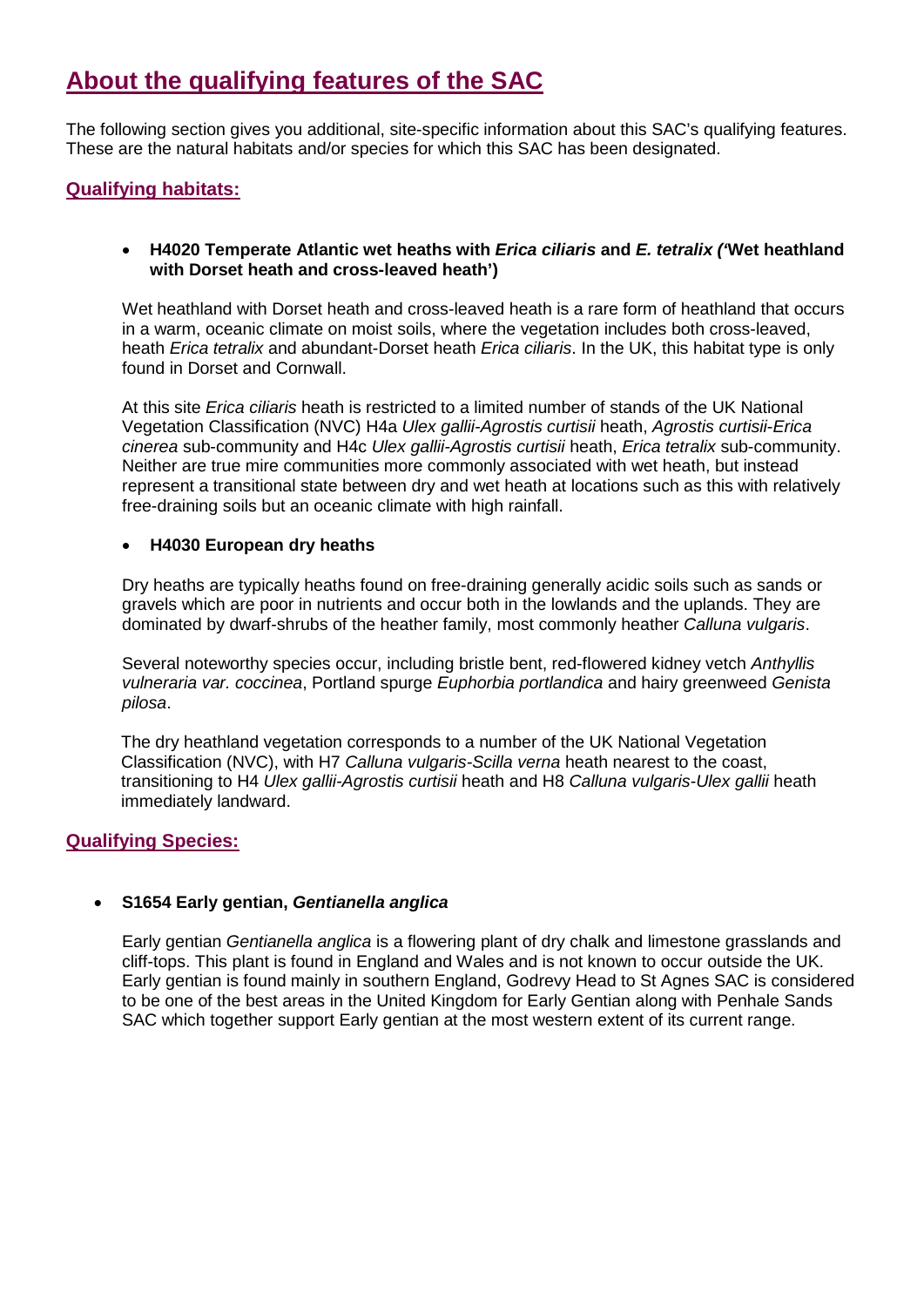# About the qualifying features of the SAC

The following section gives you additional, site-specific information about this SAC's qualifying features. These are the natural habitats and/or species for which this SAC has been designated.

## Qualifying habitats:

- **H4020 Temperate Atlantic wet heaths with *Erica ciliaris* and *E. tetralix* ('Wet heathland with Dorset heath and cross-leaved heath')**

Wet heathland with Dorset heath and cross-leaved heath is a rare form of heathland that occurs in a warm, oceanic climate on moist soils, where the vegetation includes both cross-leaved, heath *Erica tetralix* and abundant-Dorset heath *Erica ciliaris*. In the UK, this habitat type is only found in Dorset and Cornwall.

At this site *Erica ciliaris* heath is restricted to a limited number of stands of the UK National Vegetation Classification (NVC) H4a *Ulex gallii-Agrostis curtisii* heath, *Agrostis curtisii-Erica cinerea* sub-community and H4c *Ulex gallii-Agrostis curtisii* heath, *Erica tetralix* sub-community. Neither are true mire communities more commonly associated with wet heath, but instead represent a transitional state between dry and wet heath at locations such as this with relatively free-draining soils but an oceanic climate with high rainfall.

- **H4030 European dry heaths**

Dry heaths are typically heaths found on free-draining generally acidic soils such as sands or gravels which are poor in nutrients and occur both in the lowlands and the uplands. They are dominated by dwarf-shrubs of the heather family, most commonly heather *Calluna vulgaris*.

Several noteworthy species occur, including bristle bent, red-flowered kidney vetch *Anthyllis vulneraria var. coccinea*, Portland spurge *Euphorbia portlandica* and hairy greenweed *Genista pilosa*.

The dry heathland vegetation corresponds to a number of the UK National Vegetation Classification (NVC), with H7 *Calluna vulgaris-Scilla verna* heath nearest to the coast, transitioning to H4 *Ulex gallii-Agrostis curtisii* heath and H8 *Calluna vulgaris-Ulex gallii* heath immediately landward.

## Qualifying Species:

- **S1654 Early gentian, *Gentianella anglica***

Early gentian *Gentianella anglica* is a flowering plant of dry chalk and limestone grasslands and cliff-tops. This plant is found in England and Wales and is not known to occur outside the UK. Early gentian is found mainly in southern England, Godrevy Head to St Agnes SAC is considered to be one of the best areas in the United Kingdom for Early Gentian along with Penhale Sands SAC which together support Early gentian at the most western extent of its current range.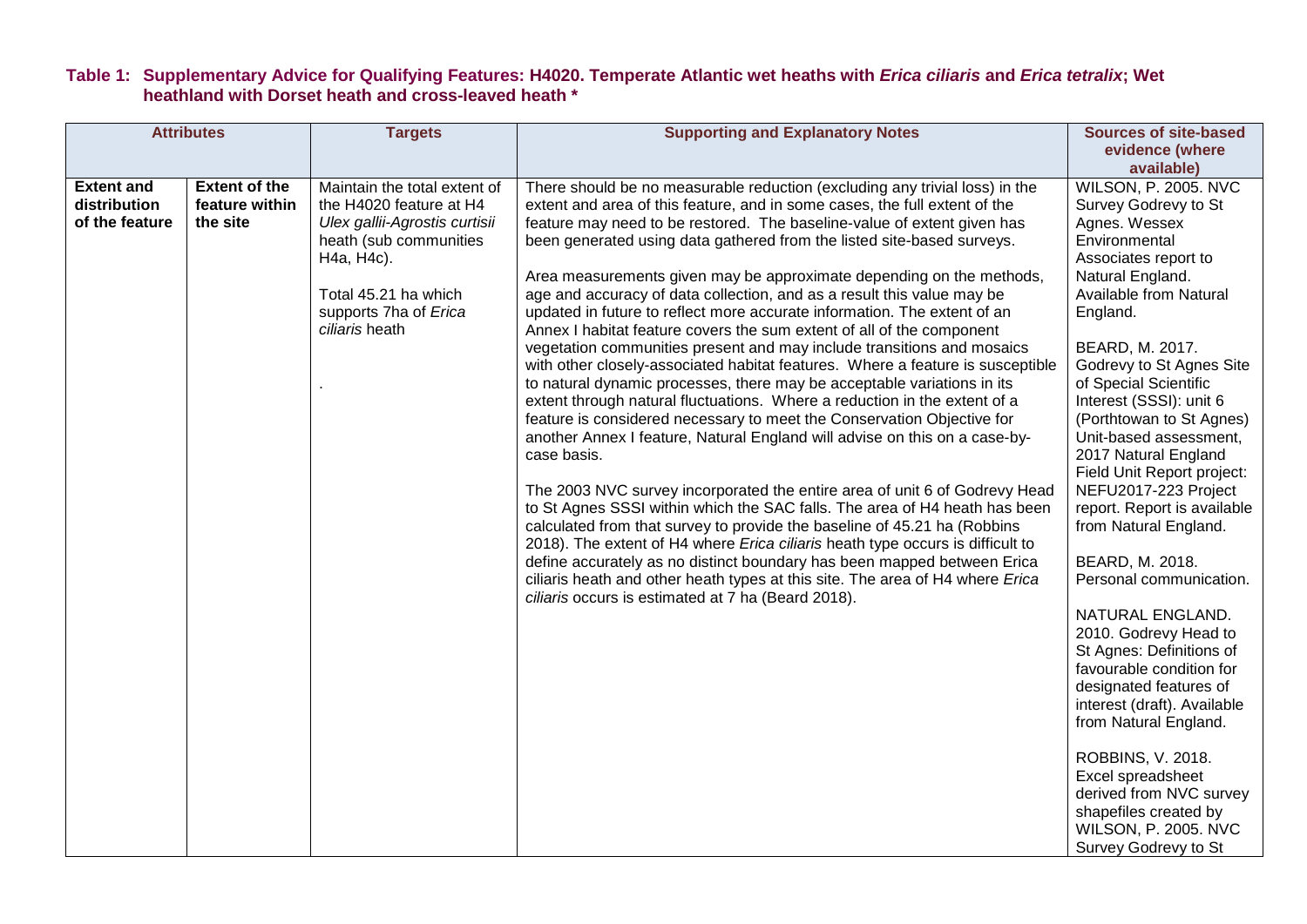**Table 1: Supplementary Advice for Qualifying Features: H4020. Temperate Atlantic wet heaths with *Erica ciliaris* and *Erica tetralix*; Wet heathland with Dorset heath and cross-leaved heath \***

| Attributes | | Targets | Supporting and Explanatory Notes | Sources of site-based evidence (where available) |
|---|---|---|---|---|
| **Extent and distribution of the feature** | **Extent of the feature within the site** | Maintain the total extent of the H4020 feature at H4 *Ulex gallii-Agrostis curtisii* heath (sub communities H4a, H4c).<br><br>Total 45.21 ha which supports 7ha of *Erica ciliaris* heath<br><br>. | There should be no measurable reduction (excluding any trivial loss) in the extent and area of this feature, and in some cases, the full extent of the feature may need to be restored. The baseline-value of extent given has been generated using data gathered from the listed site-based surveys.<br><br>Area measurements given may be approximate depending on the methods, age and accuracy of data collection, and as a result this value may be updated in future to reflect more accurate information. The extent of an Annex I habitat feature covers the sum extent of all of the component vegetation communities present and may include transitions and mosaics with other closely-associated habitat features. Where a feature is susceptible to natural dynamic processes, there may be acceptable variations in its extent through natural fluctuations. Where a reduction in the extent of a feature is considered necessary to meet the Conservation Objective for another Annex I feature, Natural England will advise on this on a case-by-case basis.<br><br>The 2003 NVC survey incorporated the entire area of unit 6 of Godrevy Head to St Agnes SSSI within which the SAC falls. The area of H4 heath has been calculated from that survey to provide the baseline of 45.21 ha (Robbins 2018). The extent of H4 where *Erica ciliaris* heath type occurs is difficult to define accurately as no distinct boundary has been mapped between Erica ciliaris heath and other heath types at this site. The area of H4 where *Erica ciliaris* occurs is estimated at 7 ha (Beard 2018). | WILSON, P. 2005. NVC Survey Godrevy to St Agnes. Wessex Environmental Associates report to Natural England. Available from Natural England.<br><br>BEARD, M. 2017. Godrevy to St Agnes Site of Special Scientific Interest (SSSI): unit 6 (Porthtowan to St Agnes) Unit-based assessment, 2017 Natural England Field Unit Report project: NEFU2017-223 Project report. Report is available from Natural England.<br><br>BEARD, M. 2018. Personal communication.<br><br>NATURAL ENGLAND. 2010. Godrevy Head to St Agnes: Definitions of favourable condition for designated features of interest (draft). Available from Natural England.<br><br>ROBBINS, V. 2018. Excel spreadsheet derived from NVC survey shapefiles created by WILSON, P. 2005. NVC Survey Godrevy to St |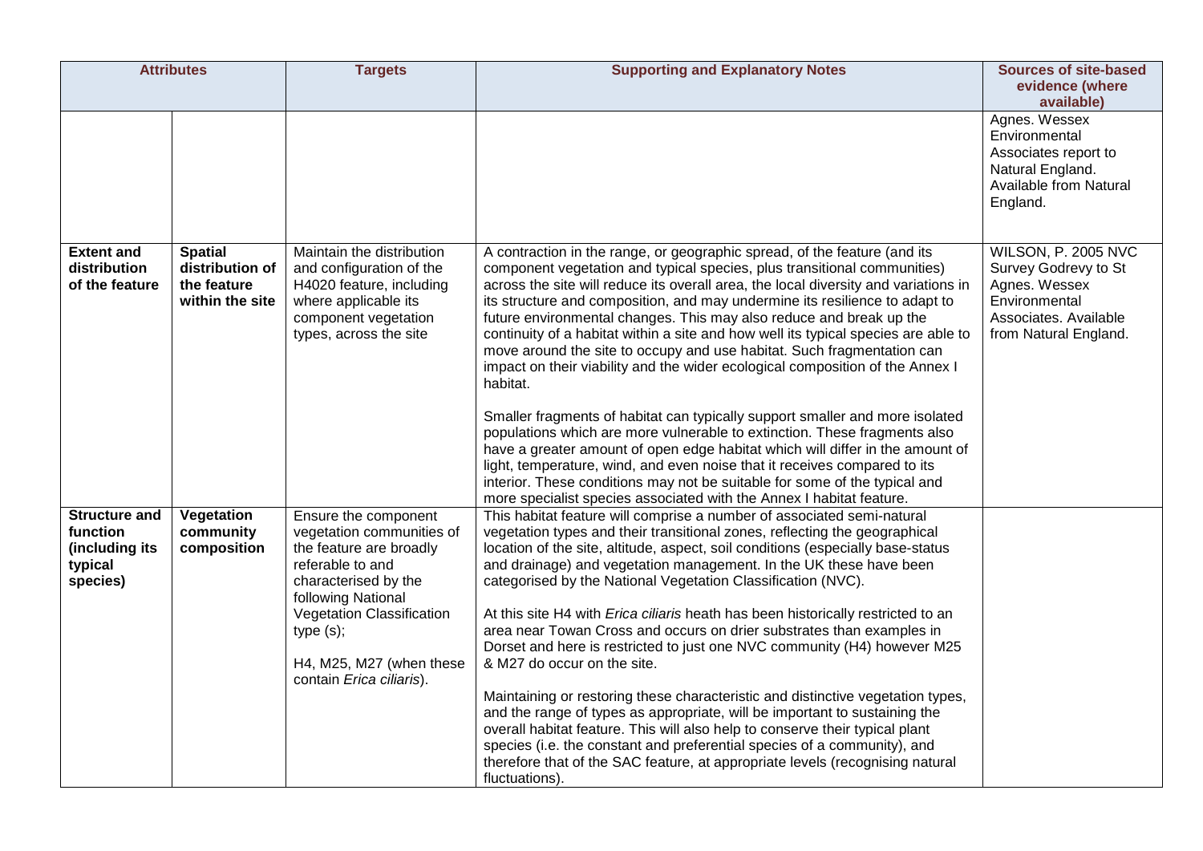| Attributes | | Targets | Supporting and Explanatory Notes | Sources of site-based evidence (where available) |
|---|---|---|---|---|
| | | | | Agnes. Wessex Environmental Associates report to Natural England. Available from Natural England. |
| **Extent and distribution of the feature** | **Spatial distribution of the feature within the site** | Maintain the distribution and configuration of the H4020 feature, including where applicable its component vegetation types, across the site | A contraction in the range, or geographic spread, of the feature (and its component vegetation and typical species, plus transitional communities) across the site will reduce its overall area, the local diversity and variations in its structure and composition, and may undermine its resilience to adapt to future environmental changes. This may also reduce and break up the continuity of a habitat within a site and how well its typical species are able to move around the site to occupy and use habitat. Such fragmentation can impact on their viability and the wider ecological composition of the Annex I habitat.<br><br>Smaller fragments of habitat can typically support smaller and more isolated populations which are more vulnerable to extinction. These fragments also have a greater amount of open edge habitat which will differ in the amount of light, temperature, wind, and even noise that it receives compared to its interior. These conditions may not be suitable for some of the typical and more specialist species associated with the Annex I habitat feature. | WILSON, P. 2005 NVC Survey Godrevy to St Agnes. Wessex Environmental Associates. Available from Natural England. |
| **Structure and function (including its typical species)** | **Vegetation community composition** | Ensure the component vegetation communities of the feature are broadly referable to and characterised by the following National Vegetation Classification type (s);<br><br>H4, M25, M27 (when these contain *Erica ciliaris*). | This habitat feature will comprise a number of associated semi-natural vegetation types and their transitional zones, reflecting the geographical location of the site, altitude, aspect, soil conditions (especially base-status and drainage) and vegetation management. In the UK these have been categorised by the National Vegetation Classification (NVC).<br><br>At this site H4 with *Erica ciliaris* heath has been historically restricted to an area near Towan Cross and occurs on drier substrates than examples in Dorset and here is restricted to just one NVC community (H4) however M25 & M27 do occur on the site.<br><br>Maintaining or restoring these characteristic and distinctive vegetation types, and the range of types as appropriate, will be important to sustaining the overall habitat feature. This will also help to conserve their typical plant species (i.e. the constant and preferential species of a community), and therefore that of the SAC feature, at appropriate levels (recognising natural fluctuations). | |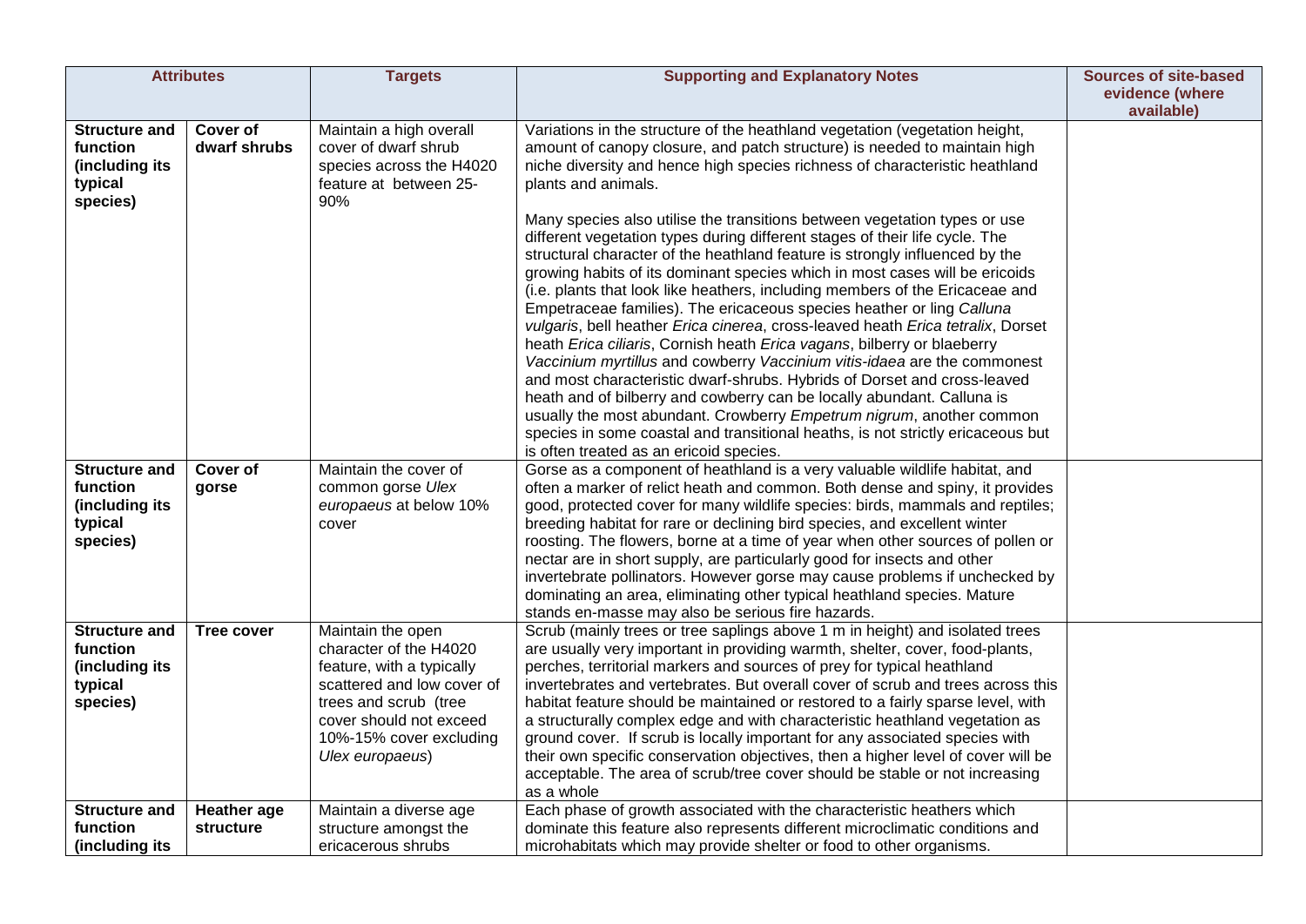| Attributes | | Targets | Supporting and Explanatory Notes | Sources of site-based evidence (where available) |
|---|---|---|---|---|
| **Structure and function (including its typical species)** | **Cover of dwarf shrubs** | Maintain a high overall cover of dwarf shrub species across the H4020 feature at between 25-90% | Variations in the structure of the heathland vegetation (vegetation height, amount of canopy closure, and patch structure) is needed to maintain high niche diversity and hence high species richness of characteristic heathland plants and animals.<br><br>Many species also utilise the transitions between vegetation types or use different vegetation types during different stages of their life cycle. The structural character of the heathland feature is strongly influenced by the growing habits of its dominant species which in most cases will be ericoids (i.e. plants that look like heathers, including members of the Ericaceae and Empetraceae families). The ericaceous species heather or ling *Calluna vulgaris*, bell heather *Erica cinerea*, cross-leaved heath *Erica tetralix*, Dorset heath *Erica ciliaris*, Cornish heath *Erica vagans*, bilberry or blaeberry *Vaccinium myrtillus* and cowberry *Vaccinium vitis-idaea* are the commonest and most characteristic dwarf-shrubs. Hybrids of Dorset and cross-leaved heath and of bilberry and cowberry can be locally abundant. Calluna is usually the most abundant. Crowberry *Empetrum nigrum*, another common species in some coastal and transitional heaths, is not strictly ericaceous but is often treated as an ericoid species. | |
| **Structure and function (including its typical species)** | **Cover of gorse** | Maintain the cover of common gorse *Ulex europaeus* at below 10% cover | Gorse as a component of heathland is a very valuable wildlife habitat, and often a marker of relict heath and common. Both dense and spiny, it provides good, protected cover for many wildlife species: birds, mammals and reptiles; breeding habitat for rare or declining bird species, and excellent winter roosting. The flowers, borne at a time of year when other sources of pollen or nectar are in short supply, are particularly good for insects and other invertebrate pollinators. However gorse may cause problems if unchecked by dominating an area, eliminating other typical heathland species. Mature stands en-masse may also be serious fire hazards. | |
| **Structure and function (including its typical species)** | **Tree cover** | Maintain the open character of the H4020 feature, with a typically scattered and low cover of trees and scrub (tree cover should not exceed 10%-15% cover excluding *Ulex europaeus*) | Scrub (mainly trees or tree saplings above 1 m in height) and isolated trees are usually very important in providing warmth, shelter, cover, food-plants, perches, territorial markers and sources of prey for typical heathland invertebrates and vertebrates. But overall cover of scrub and trees across this habitat feature should be maintained or restored to a fairly sparse level, with a structurally complex edge and with characteristic heathland vegetation as ground cover. If scrub is locally important for any associated species with their own specific conservation objectives, then a higher level of cover will be acceptable. The area of scrub/tree cover should be stable or not increasing as a whole | |
| **Structure and function (including its** | **Heather age structure** | Maintain a diverse age structure amongst the ericacerous shrubs | Each phase of growth associated with the characteristic heathers which dominate this feature also represents different microclimatic conditions and microhabitats which may provide shelter or food to other organisms. | |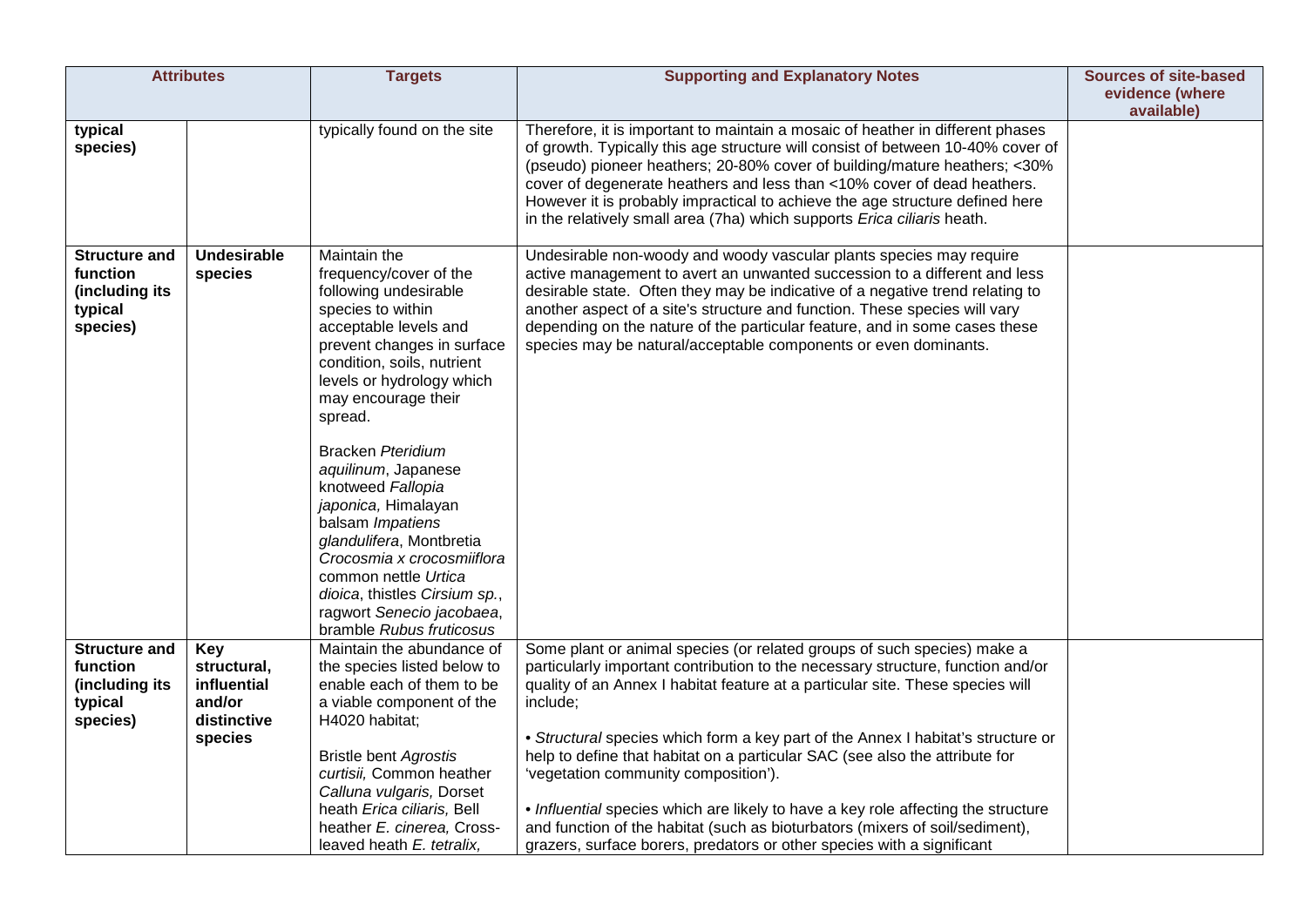| Attributes | | Targets | Supporting and Explanatory Notes | Sources of site-based evidence (where available) |
|---|---|---|---|---|
| typical species) | | typically found on the site | Therefore, it is important to maintain a mosaic of heather in different phases of growth. Typically this age structure will consist of between 10-40% cover of (pseudo) pioneer heathers; 20-80% cover of building/mature heathers; <30% cover of degenerate heathers and less than <10% cover of dead heathers. However it is probably impractical to achieve the age structure defined here in the relatively small area (7ha) which supports *Erica ciliaris* heath. | |
| **Structure and function (including its typical species)** | **Undesirable species** | Maintain the frequency/cover of the following undesirable species to within acceptable levels and prevent changes in surface condition, soils, nutrient levels or hydrology which may encourage their spread.<br><br>Bracken *Pteridium aquilinum*, Japanese knotweed *Fallopia japonica,* Himalayan balsam *Impatiens glandulifera*, Montbretia *Crocosmia x crocosmiiflora* common nettle *Urtica dioica*, thistles *Cirsium sp.*, ragwort *Senecio jacobaea*, bramble *Rubus fruticosus* | Undesirable non-woody and woody vascular plants species may require active management to avert an unwanted succession to a different and less desirable state. Often they may be indicative of a negative trend relating to another aspect of a site's structure and function. These species will vary depending on the nature of the particular feature, and in some cases these species may be natural/acceptable components or even dominants. | |
| **Structure and function (including its typical species)** | **Key structural, influential and/or distinctive species** | Maintain the abundance of the species listed below to enable each of them to be a viable component of the H4020 habitat;<br><br>Bristle bent *Agrostis curtisii,* Common heather *Calluna vulgaris,* Dorset heath *Erica ciliaris,* Bell heather *E. cinerea,* Cross-leaved heath *E. tetralix,* | Some plant or animal species (or related groups of such species) make a particularly important contribution to the necessary structure, function and/or quality of an Annex I habitat feature at a particular site. These species will include;<br><br>• *Structural* species which form a key part of the Annex I habitat's structure or help to define that habitat on a particular SAC (see also the attribute for 'vegetation community composition').<br><br>• *Influential* species which are likely to have a key role affecting the structure and function of the habitat (such as bioturbators (mixers of soil/sediment), grazers, surface borers, predators or other species with a significant | |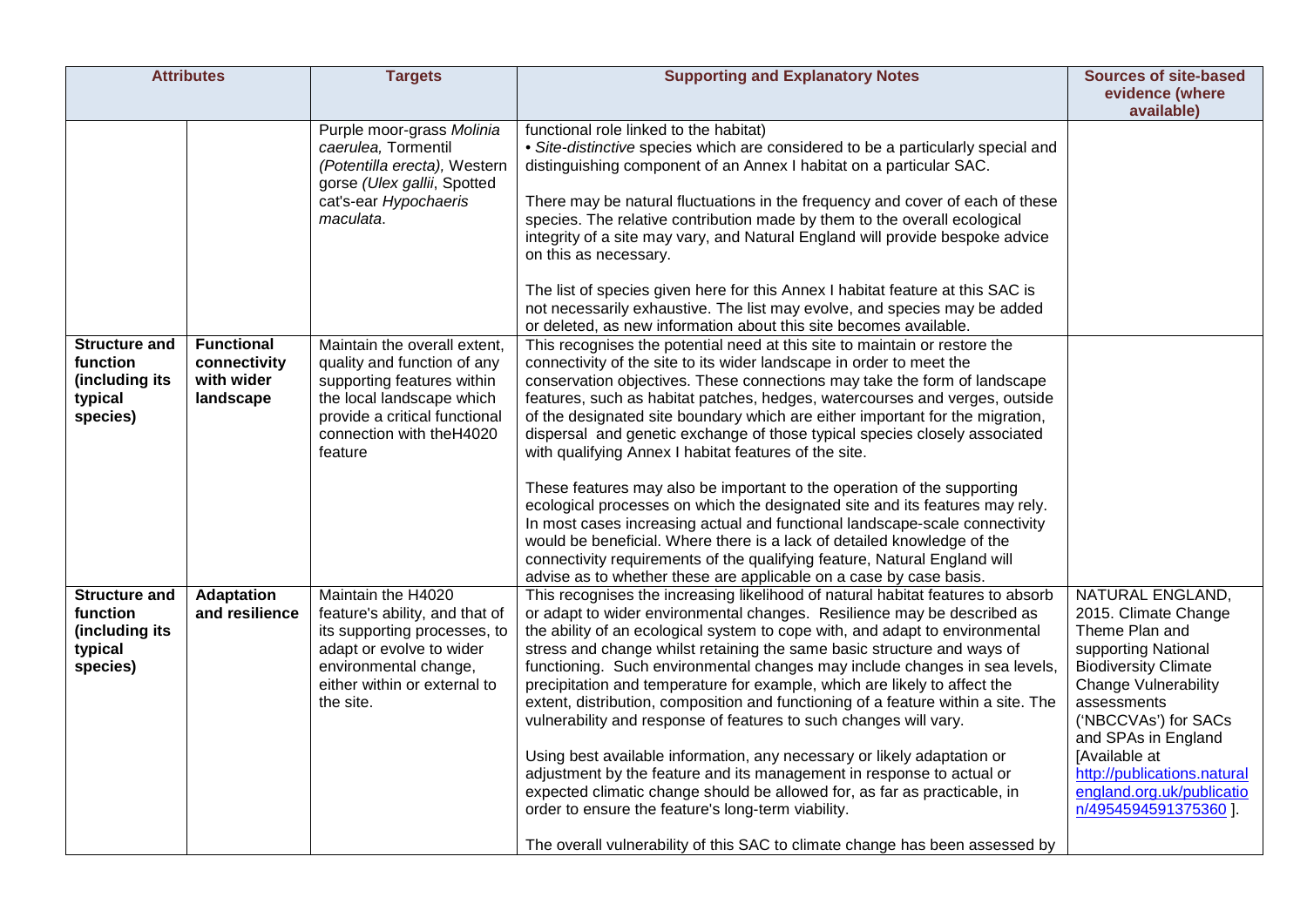| Attributes | | Targets | Supporting and Explanatory Notes | Sources of site-based evidence (where available) |
|---|---|---|---|---|
| | | Purple moor-grass *Molinia caerulea,* Tormentil *(Potentilla erecta),* Western gorse *(Ulex gallii*, Spotted cat's-ear *Hypochaeris maculata*. | functional role linked to the habitat)<br>• *Site-distinctive* species which are considered to be a particularly special and distinguishing component of an Annex I habitat on a particular SAC.<br><br>There may be natural fluctuations in the frequency and cover of each of these species. The relative contribution made by them to the overall ecological integrity of a site may vary, and Natural England will provide bespoke advice on this as necessary.<br><br>The list of species given here for this Annex I habitat feature at this SAC is not necessarily exhaustive. The list may evolve, and species may be added or deleted, as new information about this site becomes available. | |
| **Structure and function (including its typical species)** | **Functional connectivity with wider landscape** | Maintain the overall extent, quality and function of any supporting features within the local landscape which provide a critical functional connection with theH4020 feature | This recognises the potential need at this site to maintain or restore the connectivity of the site to its wider landscape in order to meet the conservation objectives. These connections may take the form of landscape features, such as habitat patches, hedges, watercourses and verges, outside of the designated site boundary which are either important for the migration, dispersal and genetic exchange of those typical species closely associated with qualifying Annex I habitat features of the site.<br><br>These features may also be important to the operation of the supporting ecological processes on which the designated site and its features may rely. In most cases increasing actual and functional landscape-scale connectivity would be beneficial. Where there is a lack of detailed knowledge of the connectivity requirements of the qualifying feature, Natural England will advise as to whether these are applicable on a case by case basis. | |
| **Structure and function (including its typical species)** | **Adaptation and resilience** | Maintain the H4020 feature's ability, and that of its supporting processes, to adapt or evolve to wider environmental change, either within or external to the site. | This recognises the increasing likelihood of natural habitat features to absorb or adapt to wider environmental changes. Resilience may be described as the ability of an ecological system to cope with, and adapt to environmental stress and change whilst retaining the same basic structure and ways of functioning. Such environmental changes may include changes in sea levels, precipitation and temperature for example, which are likely to affect the extent, distribution, composition and functioning of a feature within a site. The vulnerability and response of features to such changes will vary.<br><br>Using best available information, any necessary or likely adaptation or adjustment by the feature and its management in response to actual or expected climatic change should be allowed for, as far as practicable, in order to ensure the feature's long-term viability.<br><br>The overall vulnerability of this SAC to climate change has been assessed by | NATURAL ENGLAND, 2015. Climate Change Theme Plan and supporting National Biodiversity Climate Change Vulnerability assessments ('NBCCVAs') for SACs and SPAs in England [Available at http://publications.naturalengland.org.uk/publication/4954594591375360 ]. |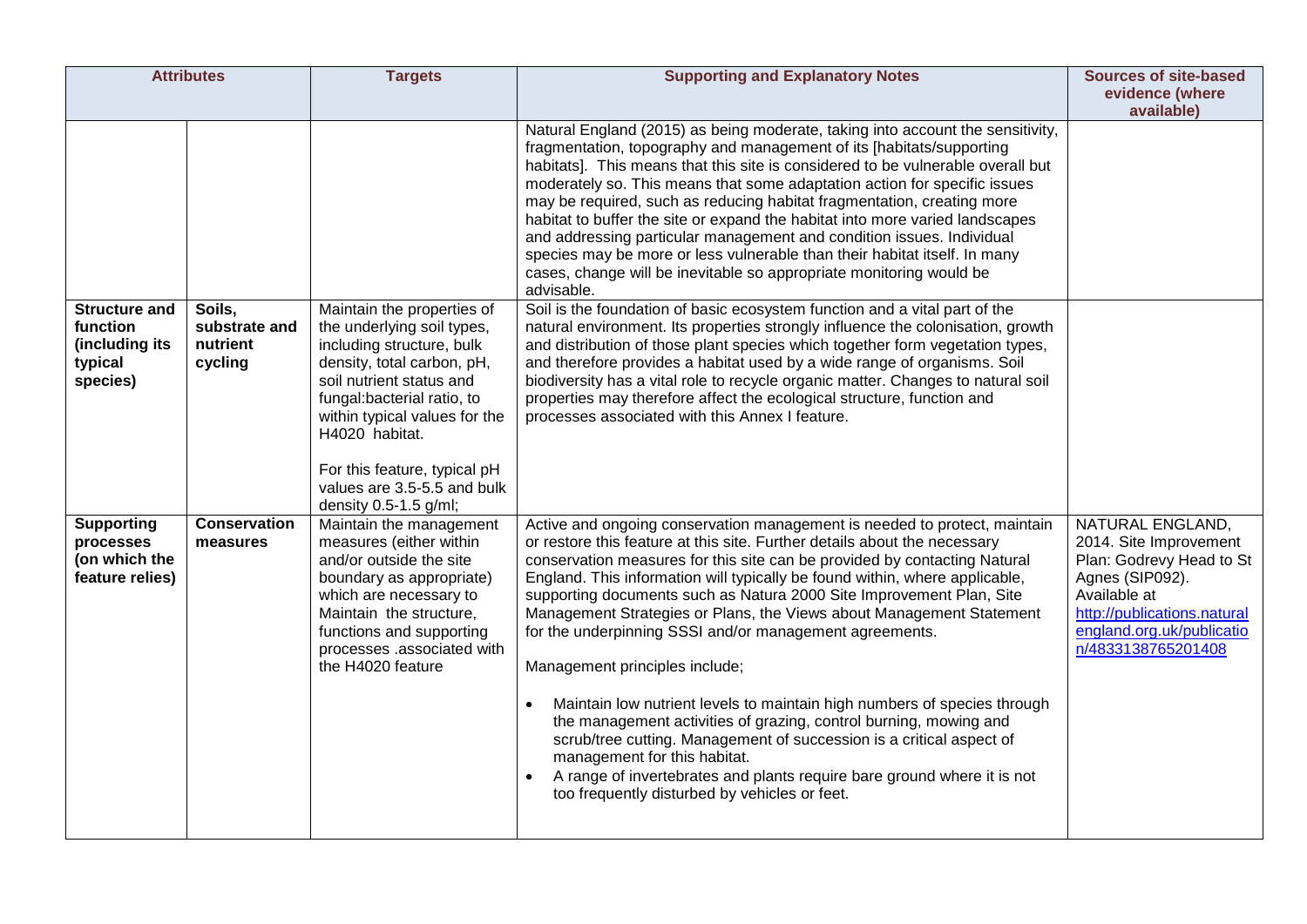| Attributes | | Targets | Supporting and Explanatory Notes | Sources of site-based evidence (where available) |
|---|---|---|---|---|
| | | | Natural England (2015) as being moderate, taking into account the sensitivity, fragmentation, topography and management of its [habitats/supporting habitats]. This means that this site is considered to be vulnerable overall but moderately so. This means that some adaptation action for specific issues may be required, such as reducing habitat fragmentation, creating more habitat to buffer the site or expand the habitat into more varied landscapes and addressing particular management and condition issues. Individual species may be more or less vulnerable than their habitat itself. In many cases, change will be inevitable so appropriate monitoring would be advisable. | |
| **Structure and function (including its typical species)** | **Soils, substrate and nutrient cycling** | Maintain the properties of the underlying soil types, including structure, bulk density, total carbon, pH, soil nutrient status and fungal:bacterial ratio, to within typical values for the H4020 habitat.<br><br>For this feature, typical pH values are 3.5-5.5 and bulk density 0.5-1.5 g/ml; | Soil is the foundation of basic ecosystem function and a vital part of the natural environment. Its properties strongly influence the colonisation, growth and distribution of those plant species which together form vegetation types, and therefore provides a habitat used by a wide range of organisms. Soil biodiversity has a vital role to recycle organic matter. Changes to natural soil properties may therefore affect the ecological structure, function and processes associated with this Annex I feature. | |
| **Supporting processes (on which the feature relies)** | **Conservation measures** | Maintain the management measures (either within and/or outside the site boundary as appropriate) which are necessary to Maintain the structure, functions and supporting processes .associated with the H4020 feature | Active and ongoing conservation management is needed to protect, maintain or restore this feature at this site. Further details about the necessary conservation measures for this site can be provided by contacting Natural England. This information will typically be found within, where applicable, supporting documents such as Natura 2000 Site Improvement Plan, Site Management Strategies or Plans, the Views about Management Statement for the underpinning SSSI and/or management agreements.<br><br>Management principles include;<br><br>• Maintain low nutrient levels to maintain high numbers of species through the management activities of grazing, control burning, mowing and scrub/tree cutting. Management of succession is a critical aspect of management for this habitat.<br>• A range of invertebrates and plants require bare ground where it is not too frequently disturbed by vehicles or feet. | NATURAL ENGLAND, 2014. Site Improvement Plan: Godrevy Head to St Agnes (SIP092). Available at http://publications.naturalengland.org.uk/publication/4833138765201408 |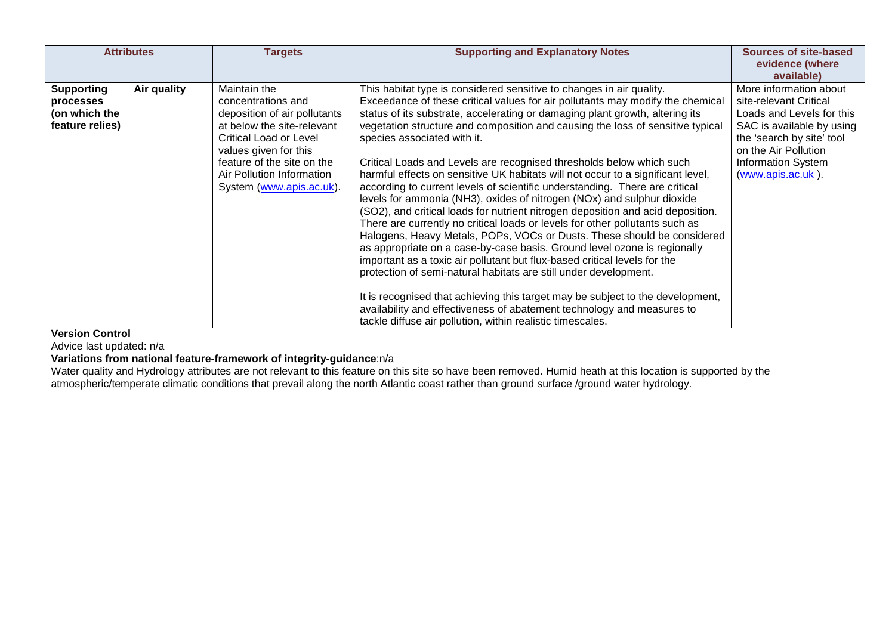| Attributes | | Targets | Supporting and Explanatory Notes | Sources of site-based evidence (where available) |
|---|---|---|---|---|
| **Supporting processes (on which the feature relies)** | **Air quality** | Maintain the concentrations and deposition of air pollutants at below the site-relevant Critical Load or Level values given for this feature of the site on the Air Pollution Information System (www.apis.ac.uk). | This habitat type is considered sensitive to changes in air quality. Exceedance of these critical values for air pollutants may modify the chemical status of its substrate, accelerating or damaging plant growth, altering its vegetation structure and composition and causing the loss of sensitive typical species associated with it.<br><br>Critical Loads and Levels are recognised thresholds below which such harmful effects on sensitive UK habitats will not occur to a significant level, according to current levels of scientific understanding. There are critical levels for ammonia ($NH_3$), oxides of nitrogen ($NO_x$) and sulphur dioxide ($SO_2$), and critical loads for nutrient nitrogen deposition and acid deposition. There are currently no critical loads or levels for other pollutants such as Halogens, Heavy Metals, POPs, VOCs or Dusts. These should be considered as appropriate on a case-by-case basis. Ground level ozone is regionally important as a toxic air pollutant but flux-based critical levels for the protection of semi-natural habitats are still under development.<br><br>It is recognised that achieving this target may be subject to the development, availability and effectiveness of abatement technology and measures to tackle diffuse air pollution, within realistic timescales. | More information about site-relevant Critical Loads and Levels for this SAC is available by using the 'search by site' tool on the Air Pollution Information System (www.apis.ac.uk ). |

**Version Control**

Advice last updated: n/a

**Variations from national feature-framework of integrity-guidance**:n/a

Water quality and Hydrology attributes are not relevant to this feature on this site so have been removed. Humid heath at this location is supported by the atmospheric/temperate climatic conditions that prevail along the north Atlantic coast rather than ground surface /ground water hydrology.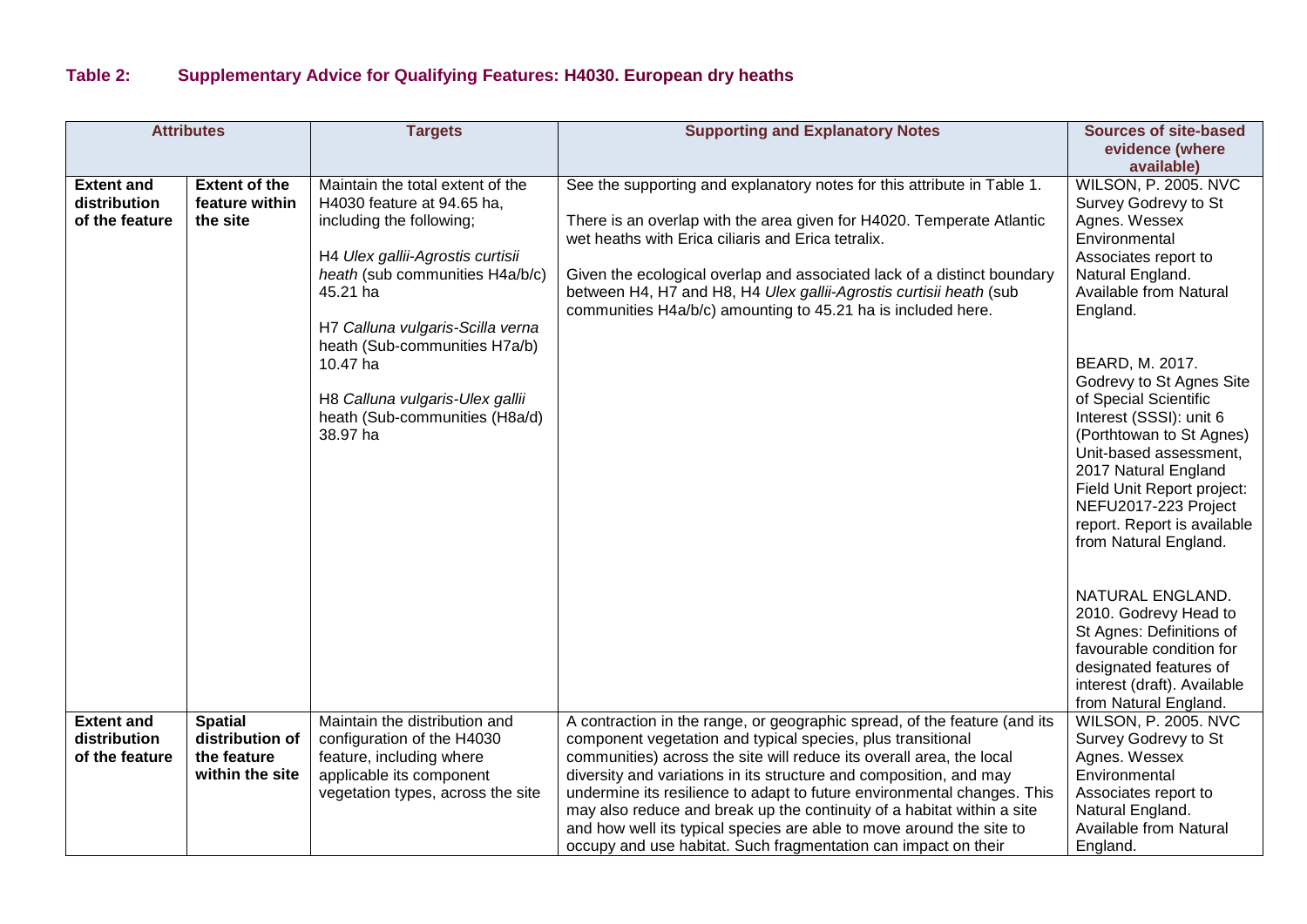**Table 2: Supplementary Advice for Qualifying Features: H4030. European dry heaths**

| Attributes | | Targets | Supporting and Explanatory Notes | Sources of site-based evidence (where available) |
|---|---|---|---|---|
| **Extent and distribution of the feature** | **Extent of the feature within the site** | Maintain the total extent of the H4030 feature at 94.65 ha, including the following;<br><br>H4 *Ulex gallii-Agrostis curtisii heath* (sub communities H4a/b/c) 45.21 ha<br><br>H7 *Calluna vulgaris-Scilla verna* heath (Sub-communities H7a/b) 10.47 ha<br><br>H8 *Calluna vulgaris-Ulex gallii* heath (Sub-communities (H8a/d) 38.97 ha | See the supporting and explanatory notes for this attribute in Table 1.<br><br>There is an overlap with the area given for H4020. Temperate Atlantic wet heaths with Erica ciliaris and Erica tetralix.<br><br>Given the ecological overlap and associated lack of a distinct boundary between H4, H7 and H8, H4 *Ulex gallii-Agrostis curtisii heath* (sub communities H4a/b/c) amounting to 45.21 ha is included here. | WILSON, P. 2005. NVC Survey Godrevy to St Agnes. Wessex Environmental Associates report to Natural England. Available from Natural England.<br><br>BEARD, M. 2017. Godrevy to St Agnes Site of Special Scientific Interest (SSSI): unit 6 (Porthtowan to St Agnes) Unit-based assessment, 2017 Natural England Field Unit Report project: NEFU2017-223 Project report. Report is available from Natural England.<br><br>NATURAL ENGLAND. 2010. Godrevy Head to St Agnes: Definitions of favourable condition for designated features of interest (draft). Available from Natural England. |
| **Extent and distribution of the feature** | **Spatial distribution of the feature within the site** | Maintain the distribution and configuration of the H4030 feature, including where applicable its component vegetation types, across the site | A contraction in the range, or geographic spread, of the feature (and its component vegetation and typical species, plus transitional communities) across the site will reduce its overall area, the local diversity and variations in its structure and composition, and may undermine its resilience to adapt to future environmental changes. This may also reduce and break up the continuity of a habitat within a site and how well its typical species are able to move around the site to occupy and use habitat. Such fragmentation can impact on their | WILSON, P. 2005. NVC Survey Godrevy to St Agnes. Wessex Environmental Associates report to Natural England. Available from Natural England. |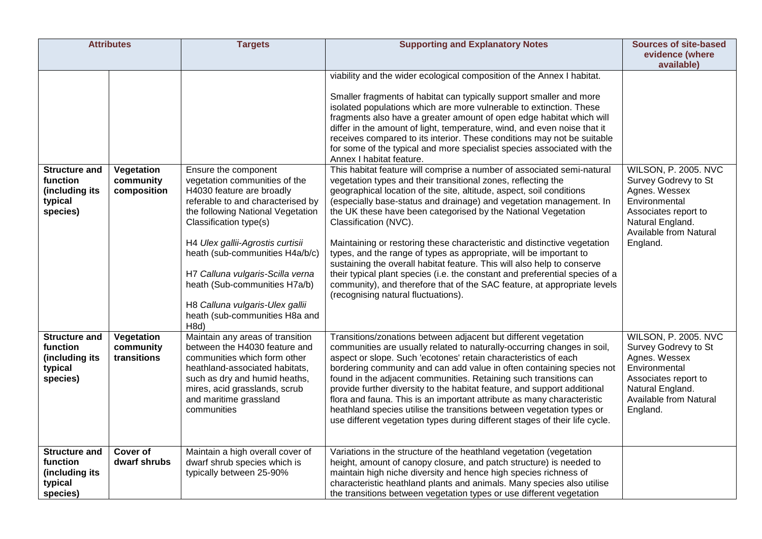| Attributes | | Targets | Supporting and Explanatory Notes | Sources of site-based evidence (where available) |
|---|---|---|---|---|
| | | | viability and the wider ecological composition of the Annex I habitat.<br><br>Smaller fragments of habitat can typically support smaller and more isolated populations which are more vulnerable to extinction. These fragments also have a greater amount of open edge habitat which will differ in the amount of light, temperature, wind, and even noise that it receives compared to its interior. These conditions may not be suitable for some of the typical and more specialist species associated with the Annex I habitat feature. | |
| **Structure and function (including its typical species)** | **Vegetation community composition** | Ensure the component vegetation communities of the H4030 feature are broadly referable to and characterised by the following National Vegetation Classification type(s)<br><br>H4 *Ulex gallii-Agrostis curtisii* heath (sub-communities H4a/b/c)<br><br>H7 *Calluna vulgaris-Scilla verna* heath (Sub-communities H7a/b)<br><br>H8 *Calluna vulgaris-Ulex gallii* heath (sub-communities H8a and H8d) | This habitat feature will comprise a number of associated semi-natural vegetation types and their transitional zones, reflecting the geographical location of the site, altitude, aspect, soil conditions (especially base-status and drainage) and vegetation management. In the UK these have been categorised by the National Vegetation Classification (NVC).<br><br>Maintaining or restoring these characteristic and distinctive vegetation types, and the range of types as appropriate, will be important to sustaining the overall habitat feature. This will also help to conserve their typical plant species (i.e. the constant and preferential species of a community), and therefore that of the SAC feature, at appropriate levels (recognising natural fluctuations). | WILSON, P. 2005. NVC Survey Godrevy to St Agnes. Wessex Environmental Associates report to Natural England. Available from Natural England. |
| **Structure and function (including its typical species)** | **Vegetation community transitions** | Maintain any areas of transition between the H4030 feature and communities which form other heathland-associated habitats, such as dry and humid heaths, mires, acid grasslands, scrub and maritime grassland communities | Transitions/zonations between adjacent but different vegetation communities are usually related to naturally-occurring changes in soil, aspect or slope. Such 'ecotones' retain characteristics of each bordering community and can add value in often containing species not found in the adjacent communities. Retaining such transitions can provide further diversity to the habitat feature, and support additional flora and fauna. This is an important attribute as many characteristic heathland species utilise the transitions between vegetation types or use different vegetation types during different stages of their life cycle. | WILSON, P. 2005. NVC Survey Godrevy to St Agnes. Wessex Environmental Associates report to Natural England. Available from Natural England. |
| **Structure and function (including its typical species)** | **Cover of dwarf shrubs** | Maintain a high overall cover of dwarf shrub species which is typically between 25-90% | Variations in the structure of the heathland vegetation (vegetation height, amount of canopy closure, and patch structure) is needed to maintain high niche diversity and hence high species richness of characteristic heathland plants and animals. Many species also utilise the transitions between vegetation types or use different vegetation | |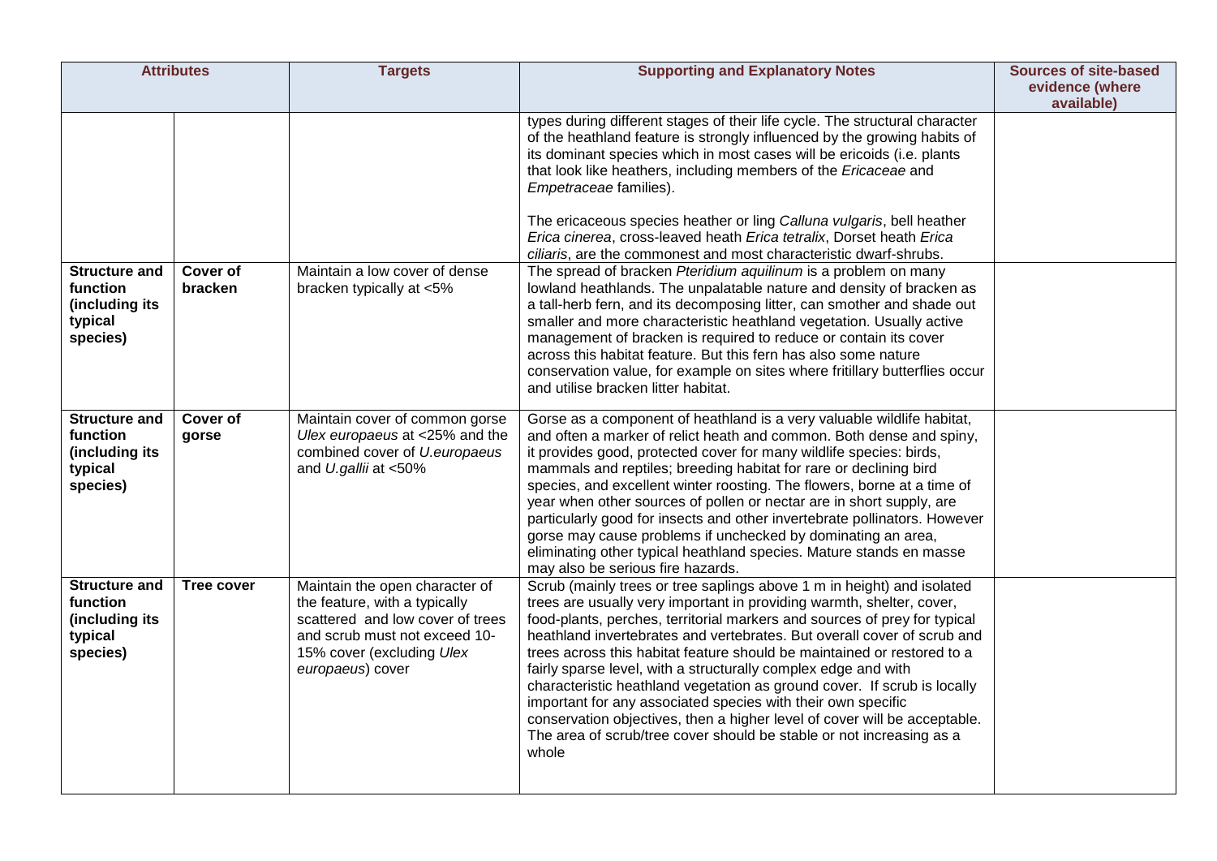| Attributes | | Targets | Supporting and Explanatory Notes | Sources of site-based evidence (where available) |
|---|---|---|---|---|
| | | | types during different stages of their life cycle. The structural character of the heathland feature is strongly influenced by the growing habits of its dominant species which in most cases will be ericoids (i.e. plants that look like heathers, including members of the *Ericaceae* and *Empetraceae* families).<br><br>The ericaceous species heather or ling *Calluna vulgaris*, bell heather *Erica cinerea*, cross-leaved heath *Erica tetralix*, Dorset heath *Erica ciliaris*, are the commonest and most characteristic dwarf-shrubs. | |
| **Structure and function (including its typical species)** | **Cover of bracken** | Maintain a low cover of dense bracken typically at <5% | The spread of bracken *Pteridium aquilinum* is a problem on many lowland heathlands. The unpalatable nature and density of bracken as a tall-herb fern, and its decomposing litter, can smother and shade out smaller and more characteristic heathland vegetation. Usually active management of bracken is required to reduce or contain its cover across this habitat feature. But this fern has also some nature conservation value, for example on sites where fritillary butterflies occur and utilise bracken litter habitat. | |
| **Structure and function (including its typical species)** | **Cover of gorse** | Maintain cover of common gorse *Ulex europaeus* at <25% and the combined cover of *U.europaeus* and *U.gallii* at <50% | Gorse as a component of heathland is a very valuable wildlife habitat, and often a marker of relict heath and common. Both dense and spiny, it provides good, protected cover for many wildlife species: birds, mammals and reptiles; breeding habitat for rare or declining bird species, and excellent winter roosting. The flowers, borne at a time of year when other sources of pollen or nectar are in short supply, are particularly good for insects and other invertebrate pollinators. However gorse may cause problems if unchecked by dominating an area, eliminating other typical heathland species. Mature stands en masse may also be serious fire hazards. | |
| **Structure and function (including its typical species)** | **Tree cover** | Maintain the open character of the feature, with a typically scattered and low cover of trees and scrub must not exceed 10-15% cover (excluding *Ulex europaeus*) cover | Scrub (mainly trees or tree saplings above 1 m in height) and isolated trees are usually very important in providing warmth, shelter, cover, food-plants, perches, territorial markers and sources of prey for typical heathland invertebrates and vertebrates. But overall cover of scrub and trees across this habitat feature should be maintained or restored to a fairly sparse level, with a structurally complex edge and with characteristic heathland vegetation as ground cover. If scrub is locally important for any associated species with their own specific conservation objectives, then a higher level of cover will be acceptable. The area of scrub/tree cover should be stable or not increasing as a whole | |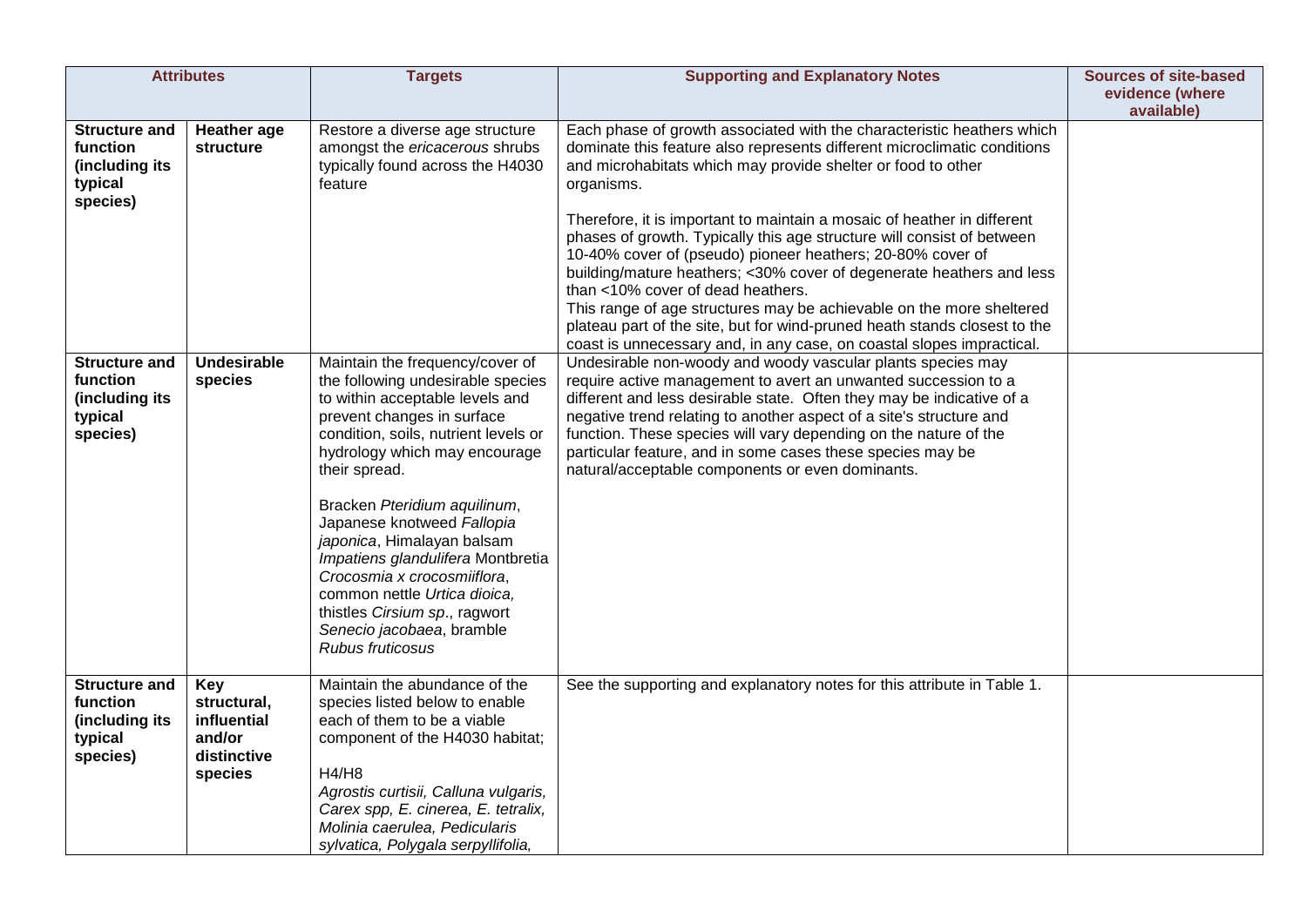| Attributes | | Targets | Supporting and Explanatory Notes | Sources of site-based evidence (where available) |
|---|---|---|---|---|
| **Structure and function (including its typical species)** | **Heather age structure** | Restore a diverse age structure amongst the *ericacerous* shrubs typically found across the H4030 feature | Each phase of growth associated with the characteristic heathers which dominate this feature also represents different microclimatic conditions and microhabitats which may provide shelter or food to other organisms.<br><br>Therefore, it is important to maintain a mosaic of heather in different phases of growth. Typically this age structure will consist of between 10-40% cover of (pseudo) pioneer heathers; 20-80% cover of building/mature heathers; <30% cover of degenerate heathers and less than <10% cover of dead heathers.<br>This range of age structures may be achievable on the more sheltered plateau part of the site, but for wind-pruned heath stands closest to the coast is unnecessary and, in any case, on coastal slopes impractical. | |
| **Structure and function (including its typical species)** | **Undesirable species** | Maintain the frequency/cover of the following undesirable species to within acceptable levels and prevent changes in surface condition, soils, nutrient levels or hydrology which may encourage their spread.<br><br>Bracken *Pteridium aquilinum*, Japanese knotweed *Fallopia japonica*, Himalayan balsam *Impatiens glandulifera* Montbretia *Crocosmia x crocosmiiflora*, common nettle *Urtica dioica,* thistles *Cirsium sp*., ragwort *Senecio jacobaea*, bramble *Rubus fruticosus* | Undesirable non-woody and woody vascular plants species may require active management to avert an unwanted succession to a different and less desirable state. Often they may be indicative of a negative trend relating to another aspect of a site's structure and function. These species will vary depending on the nature of the particular feature, and in some cases these species may be natural/acceptable components or even dominants. | |
| **Structure and function (including its typical species)** | **Key structural, influential and/or distinctive species** | Maintain the abundance of the species listed below to enable each of them to be a viable component of the H4030 habitat;<br><br>H4/H8<br>*Agrostis curtisii, Calluna vulgaris, Carex spp, E. cinerea, E. tetralix, Molinia caerulea, Pedicularis sylvatica, Polygala serpyllifolia,* | See the supporting and explanatory notes for this attribute in Table 1. | |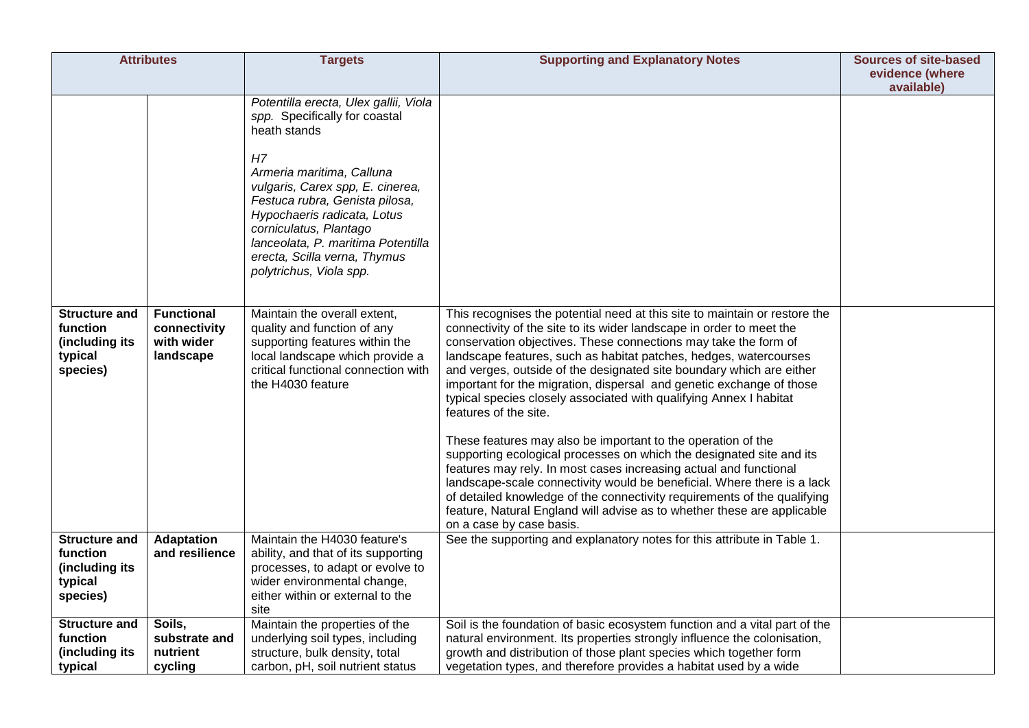| Attributes | | Targets | Supporting and Explanatory Notes | Sources of site-based evidence (where available) |
|---|---|---|---|---|
| | | *Potentilla erecta, Ulex gallii, Viola spp.* Specifically for coastal heath stands<br><br>*H7*<br>*Armeria maritima, Calluna vulgaris, Carex spp, E. cinerea, Festuca rubra, Genista pilosa, Hypochaeris radicata, Lotus corniculatus, Plantago lanceolata, P. maritima Potentilla erecta, Scilla verna, Thymus polytrichus, Viola spp.* | | |
| **Structure and function (including its typical species)** | **Functional connectivity with wider landscape** | Maintain the overall extent, quality and function of any supporting features within the local landscape which provide a critical functional connection with the H4030 feature | This recognises the potential need at this site to maintain or restore the connectivity of the site to its wider landscape in order to meet the conservation objectives. These connections may take the form of landscape features, such as habitat patches, hedges, watercourses and verges, outside of the designated site boundary which are either important for the migration, dispersal and genetic exchange of those typical species closely associated with qualifying Annex I habitat features of the site.<br><br>These features may also be important to the operation of the supporting ecological processes on which the designated site and its features may rely. In most cases increasing actual and functional landscape-scale connectivity would be beneficial. Where there is a lack of detailed knowledge of the connectivity requirements of the qualifying feature, Natural England will advise as to whether these are applicable on a case by case basis. | |
| **Structure and function (including its typical species)** | **Adaptation and resilience** | Maintain the H4030 feature's ability, and that of its supporting processes, to adapt or evolve to wider environmental change, either within or external to the site | See the supporting and explanatory notes for this attribute in Table 1. | |
| **Structure and function (including its typical** | **Soils, substrate and nutrient cycling** | Maintain the properties of the underlying soil types, including structure, bulk density, total carbon, pH, soil nutrient status | Soil is the foundation of basic ecosystem function and a vital part of the natural environment. Its properties strongly influence the colonisation, growth and distribution of those plant species which together form vegetation types, and therefore provides a habitat used by a wide | |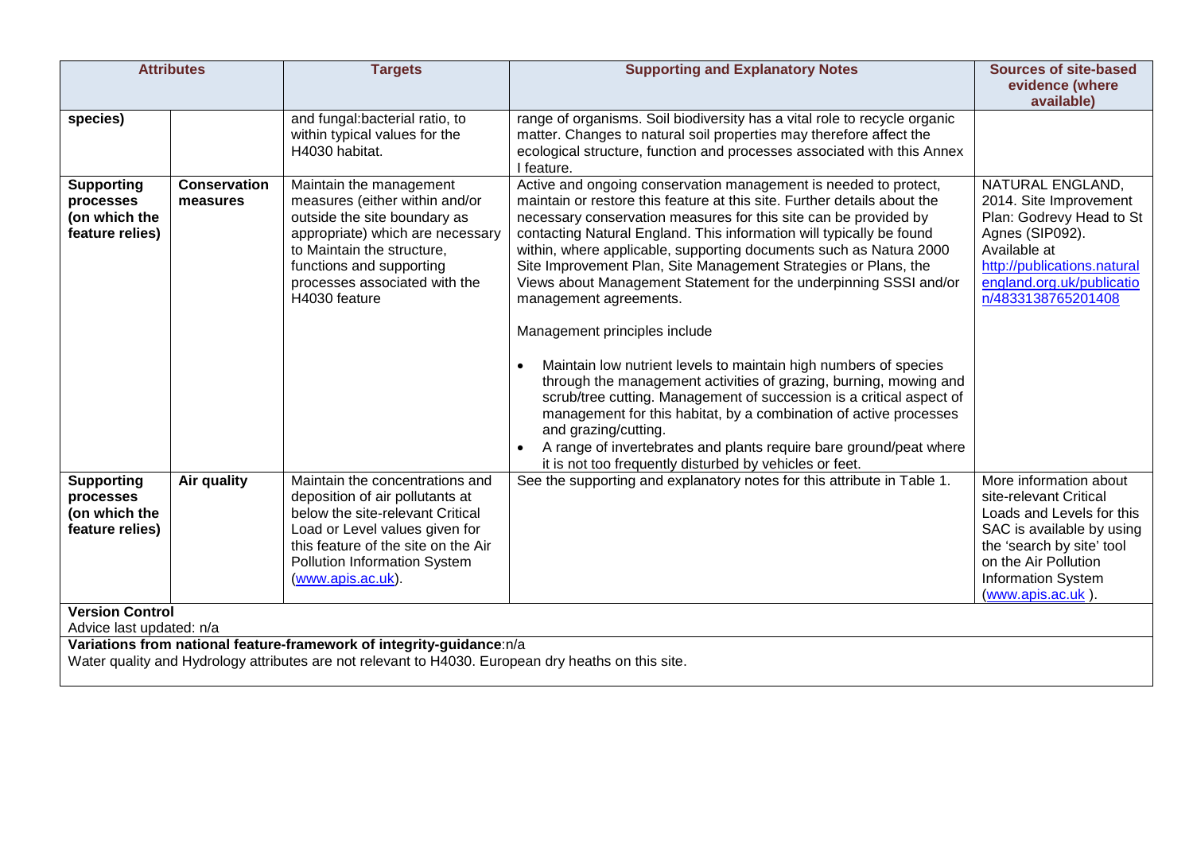| Attributes | | Targets | Supporting and Explanatory Notes | Sources of site-based evidence (where available) |
|---|---|---|---|---|
| species) | | and fungal:bacterial ratio, to within typical values for the H4030 habitat. | range of organisms. Soil biodiversity has a vital role to recycle organic matter. Changes to natural soil properties may therefore affect the ecological structure, function and processes associated with this Annex I feature. | |
| **Supporting processes (on which the feature relies)** | **Conservation measures** | Maintain the management measures (either within and/or outside the site boundary as appropriate) which are necessary to Maintain the structure, functions and supporting processes associated with the H4030 feature | Active and ongoing conservation management is needed to protect, maintain or restore this feature at this site. Further details about the necessary conservation measures for this site can be provided by contacting Natural England. This information will typically be found within, where applicable, supporting documents such as Natura 2000 Site Improvement Plan, Site Management Strategies or Plans, the Views about Management Statement for the underpinning SSSI and/or management agreements.<br><br>Management principles include<br><br>• Maintain low nutrient levels to maintain high numbers of species through the management activities of grazing, burning, mowing and scrub/tree cutting. Management of succession is a critical aspect of management for this habitat, by a combination of active processes and grazing/cutting.<br>• A range of invertebrates and plants require bare ground/peat where it is not too frequently disturbed by vehicles or feet. | NATURAL ENGLAND, 2014. Site Improvement Plan: Godrevy Head to St Agnes (SIP092). Available at http://publications.naturalengland.org.uk/publication/4833138765201408 |
| **Supporting processes (on which the feature relies)** | **Air quality** | Maintain the concentrations and deposition of air pollutants at or below the site-relevant Critical Load or Level values given for this feature of the site on the Air Pollution Information System (www.apis.ac.uk). | See the supporting and explanatory notes for this attribute in Table 1. | More information about site-relevant Critical Loads and Levels for this SAC is available by using the 'search by site' tool on the Air Pollution Information System (www.apis.ac.uk ). |

**Version Control**
Advice last updated: n/a

**Variations from national feature-framework of integrity-guidance**:n/a
Water quality and Hydrology attributes are not relevant to H4030. European dry heaths on this site.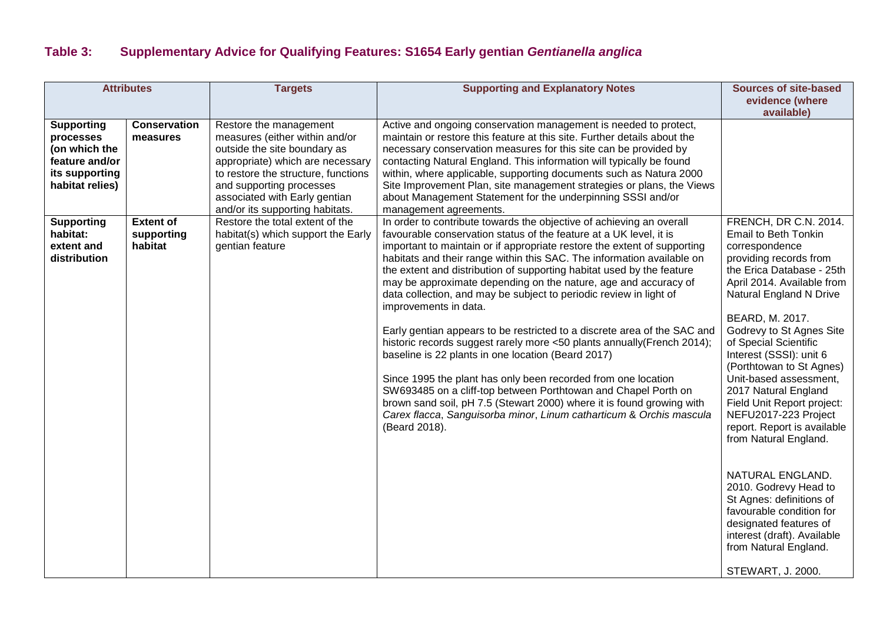## Table 3: Supplementary Advice for Qualifying Features: S1654 Early gentian *Gentianella anglica*

| Attributes | | Targets | Supporting and Explanatory Notes | Sources of site-based evidence (where available) |
|---|---|---|---|---|
| **Supporting processes (on which the feature and/or its supporting habitat relies)** | **Conservation measures** | Restore the management measures (either within and/or outside the site boundary as appropriate) which are necessary to restore the structure, functions and supporting processes associated with Early gentian and/or its supporting habitats. | Active and ongoing conservation management is needed to protect, maintain or restore this feature at this site. Further details about the necessary conservation measures for this site can be provided by contacting Natural England. This information will typically be found within, where applicable, supporting documents such as Natura 2000 Site Improvement Plan, site management strategies or plans, the Views about Management Statement for the underpinning SSSI and/or management agreements. | |
| **Supporting habitat: extent and distribution** | **Extent of supporting habitat** | Restore the total extent of the habitat(s) which support the Early gentian feature | In order to contribute towards the objective of achieving an overall favourable conservation status of the feature at a UK level, it is important to maintain or if appropriate restore the extent of supporting habitats and their range within this SAC. The information available on the extent and distribution of supporting habitat used by the feature may be approximate depending on the nature, age and accuracy of data collection, and may be subject to periodic review in light of improvements in data.<br><br>Early gentian appears to be restricted to a discrete area of the SAC and historic records suggest rarely more <50 plants annually(French 2014); baseline is 22 plants in one location (Beard 2017)<br><br>Since 1995 the plant has only been recorded from one location SW693485 on a cliff-top between Porthtowan and Chapel Porth on brown sand soil, pH 7.5 (Stewart 2000) where it is found growing with *Carex flacca*, *Sanguisorba minor*, *Linum catharticum* & *Orchis mascula* (Beard 2018). | FRENCH, DR C.N. 2014. Email to Beth Tonkin correspondence providing records from the Erica Database - 25th April 2014. Available from Natural England N Drive<br><br>BEARD, M. 2017. Godrevy to St Agnes Site of Special Scientific Interest (SSSI): unit 6 (Porthtowan to St Agnes) Unit-based assessment, 2017 Natural England Field Unit Report project: NEFU2017-223 Project report. Report is available from Natural England.<br><br>NATURAL ENGLAND. 2010. Godrevy Head to St Agnes: definitions of favourable condition for designated features of interest (draft). Available from Natural England.<br><br>STEWART, J. 2000. |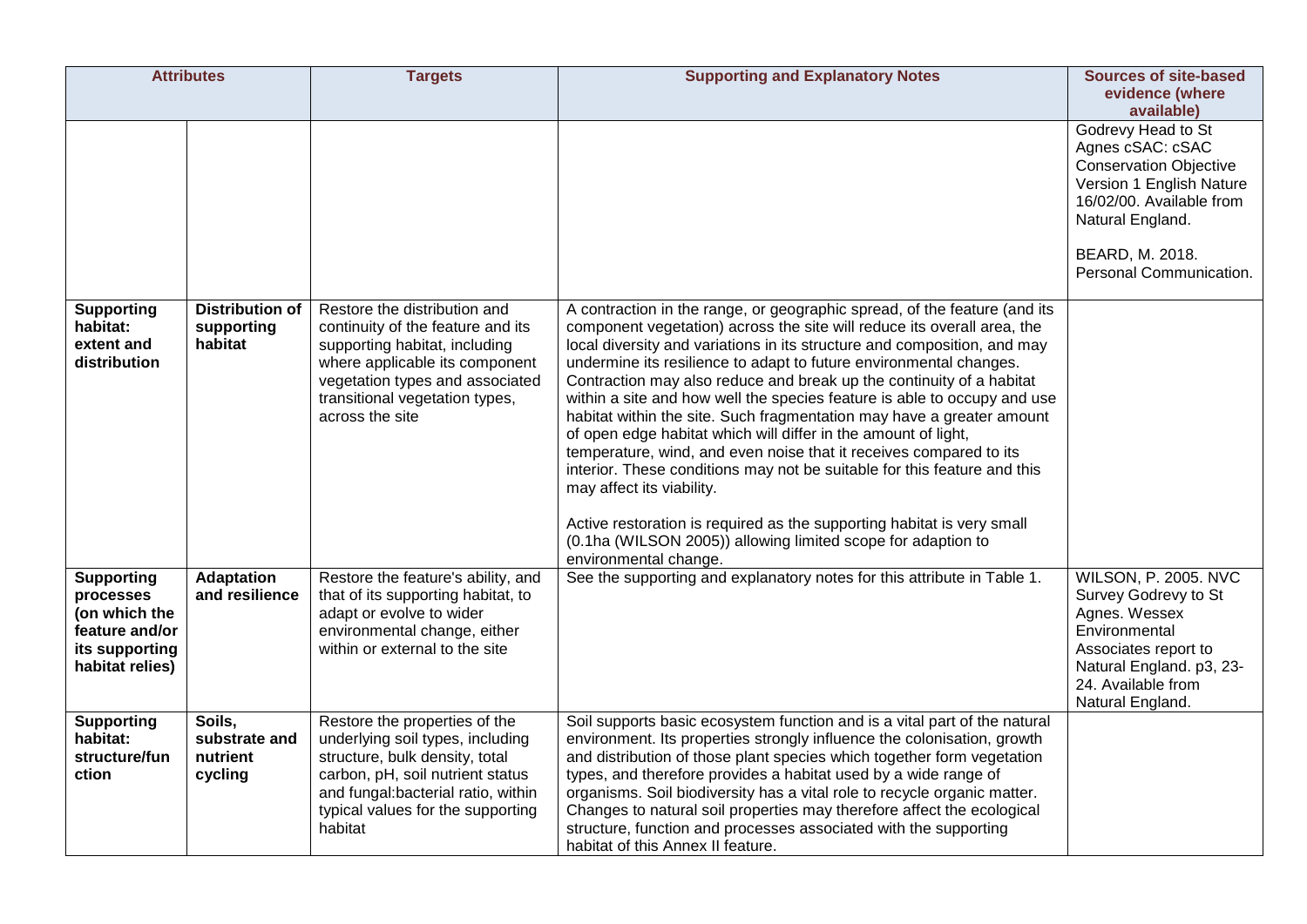| Attributes | | Targets | Supporting and Explanatory Notes | Sources of site-based evidence (where available) |
|---|---|---|---|---|
| | | | | Godrevy Head to St Agnes cSAC: cSAC Conservation Objective Version 1 English Nature 16/02/00. Available from Natural England.<br><br>BEARD, M. 2018. Personal Communication. |
| **Supporting habitat: extent and distribution** | **Distribution of supporting habitat** | Restore the distribution and continuity of the feature and its supporting habitat, including where applicable its component vegetation types and associated transitional vegetation types, across the site | A contraction in the range, or geographic spread, of the feature (and its component vegetation) across the site will reduce its overall area, the local diversity and variations in its structure and composition, and may undermine its resilience to adapt to future environmental changes. Contraction may also reduce and break up the continuity of a habitat within a site and how well the species feature is able to occupy and use habitat within the site. Such fragmentation may have a greater amount of open edge habitat which will differ in the amount of light, temperature, wind, and even noise that it receives compared to its interior. These conditions may not be suitable for this feature and this may affect its viability.<br><br>Active restoration is required as the supporting habitat is very small (0.1ha (WILSON 2005)) allowing limited scope for adaption to environmental change. | |
| **Supporting processes (on which the feature and/or its supporting habitat relies)** | **Adaptation and resilience** | Restore the feature's ability, and that of its supporting habitat, to adapt or evolve to wider environmental change, either within or external to the site | See the supporting and explanatory notes for this attribute in Table 1. | WILSON, P. 2005. NVC Survey Godrevy to St Agnes. Wessex Environmental Associates report to Natural England. p3, 23-24. Available from Natural England. |
| **Supporting habitat: structure/function** | **Soils, substrate and nutrient cycling** | Restore the properties of the underlying soil types, including structure, bulk density, total carbon, pH, soil nutrient status and fungal:bacterial ratio, within typical values for the supporting habitat | Soil supports basic ecosystem function and is a vital part of the natural environment. Its properties strongly influence the colonisation, growth and distribution of those plant species which together form vegetation types, and therefore provides a habitat used by a wide range of organisms. Soil biodiversity has a vital role to recycle organic matter. Changes to natural soil properties may therefore affect the ecological structure, function and processes associated with the supporting habitat of this Annex II feature. | |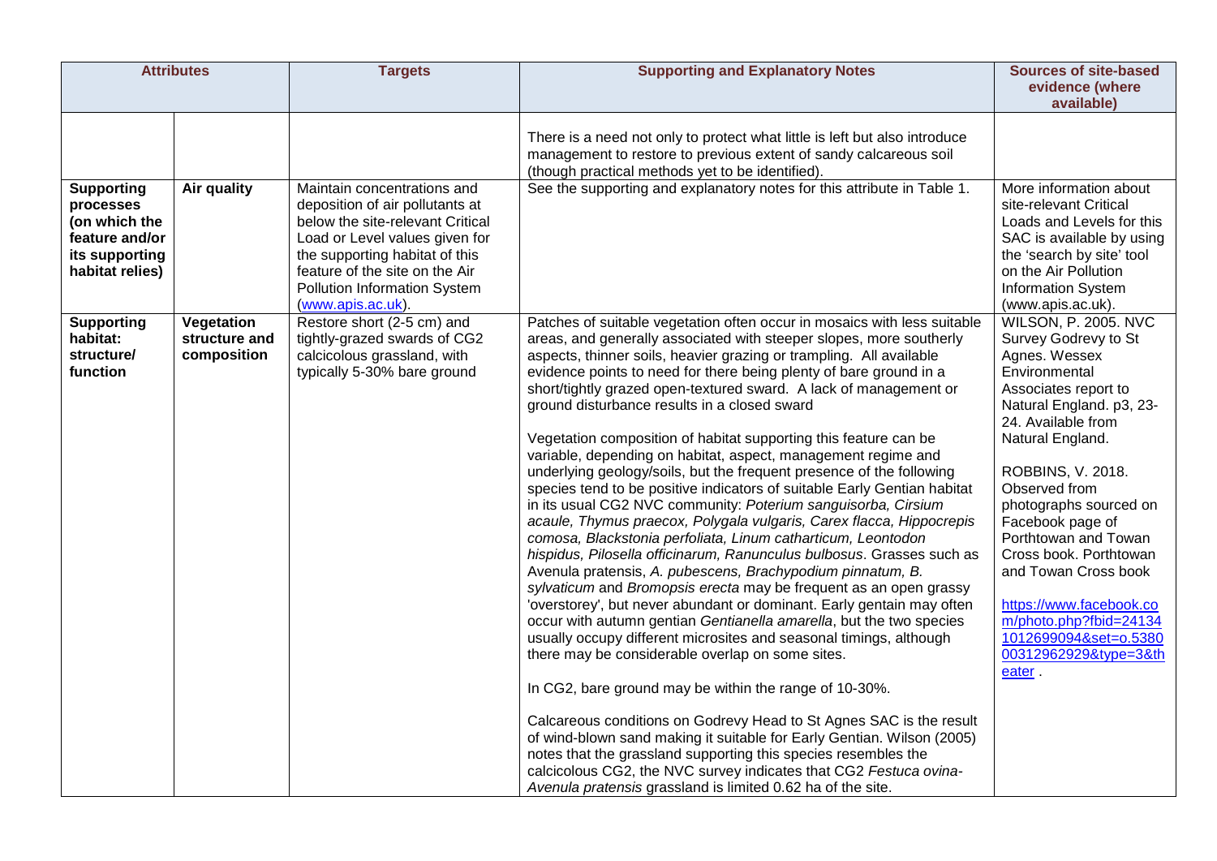| Attributes | | Targets | Supporting and Explanatory Notes | Sources of site-based evidence (where available) |
|---|---|---|---|---|
| | | | There is a need not only to protect what little is left but also introduce management to restore to previous extent of sandy calcareous soil (though practical methods yet to be identified). | |
| **Supporting processes (on which the feature and/or its supporting habitat relies)** | **Air quality** | Maintain concentrations and deposition of air pollutants at below the site-relevant Critical Load or Level values given for the supporting habitat of this feature of the site on the Air Pollution Information System (www.apis.ac.uk). | See the supporting and explanatory notes for this attribute in Table 1. | More information about site-relevant Critical Loads and Levels for this SAC is available by using the 'search by site' tool on the Air Pollution Information System (www.apis.ac.uk). |
| **Supporting habitat: structure/ function** | **Vegetation structure and composition** | Restore short (2-5 cm) and tightly-grazed swards of CG2 calcicolous grassland, with typically 5-30% bare ground | Patches of suitable vegetation often occur in mosaics with less suitable areas, and generally associated with steeper slopes, more southerly aspects, thinner soils, heavier grazing or trampling. All available evidence points to need for there being plenty of bare ground in a short/tightly grazed open-textured sward. A lack of management or ground disturbance results in a closed sward<br><br>Vegetation composition of habitat supporting this feature can be variable, depending on habitat, aspect, management regime and underlying geology/soils, but the frequent presence of the following species tend to be positive indicators of suitable Early Gentian habitat in its usual CG2 NVC community: *Poterium sanguisorba, Cirsium acaule, Thymus praecox, Polygala vulgaris, Carex flacca, Hippocrepis comosa, Blackstonia perfoliata, Linum catharticum, Leontodon hispidus, Pilosella officinarum, Ranunculus bulbosus*. Grasses such as Avenula pratensis, *A. pubescens, Brachypodium pinnatum, B. sylvaticum* and *Bromopsis erecta* may be frequent as an open grassy 'overstorey', but never abundant or dominant. Early gentain may often occur with autumn gentian *Gentianella amarella*, but the two species usually occupy different microsites and seasonal timings, although there may be considerable overlap on some sites.<br><br>In CG2, bare ground may be within the range of 10-30%.<br><br>Calcareous conditions on Godrevy Head to St Agnes SAC is the result of wind-blown sand making it suitable for Early Gentian. Wilson (2005) notes that the grassland supporting this species resembles the calcicolous CG2, the NVC survey indicates that CG2 *Festuca ovina-Avenula pratensis* grassland is limited 0.62 ha of the site. | WILSON, P. 2005. NVC Survey Godrevy to St Agnes. Wessex Environmental Associates report to Natural England. p3, 23-24. Available from Natural England.<br><br>ROBBINS, V. 2018. Observed from photographs sourced on Facebook page of Porthtowan and Towan Cross book. Porthtowan and Towan Cross book<br><br>https://www.facebook.com/photo.php?fbid=241341012699094&set=o.538000312962929&type=3&theater . |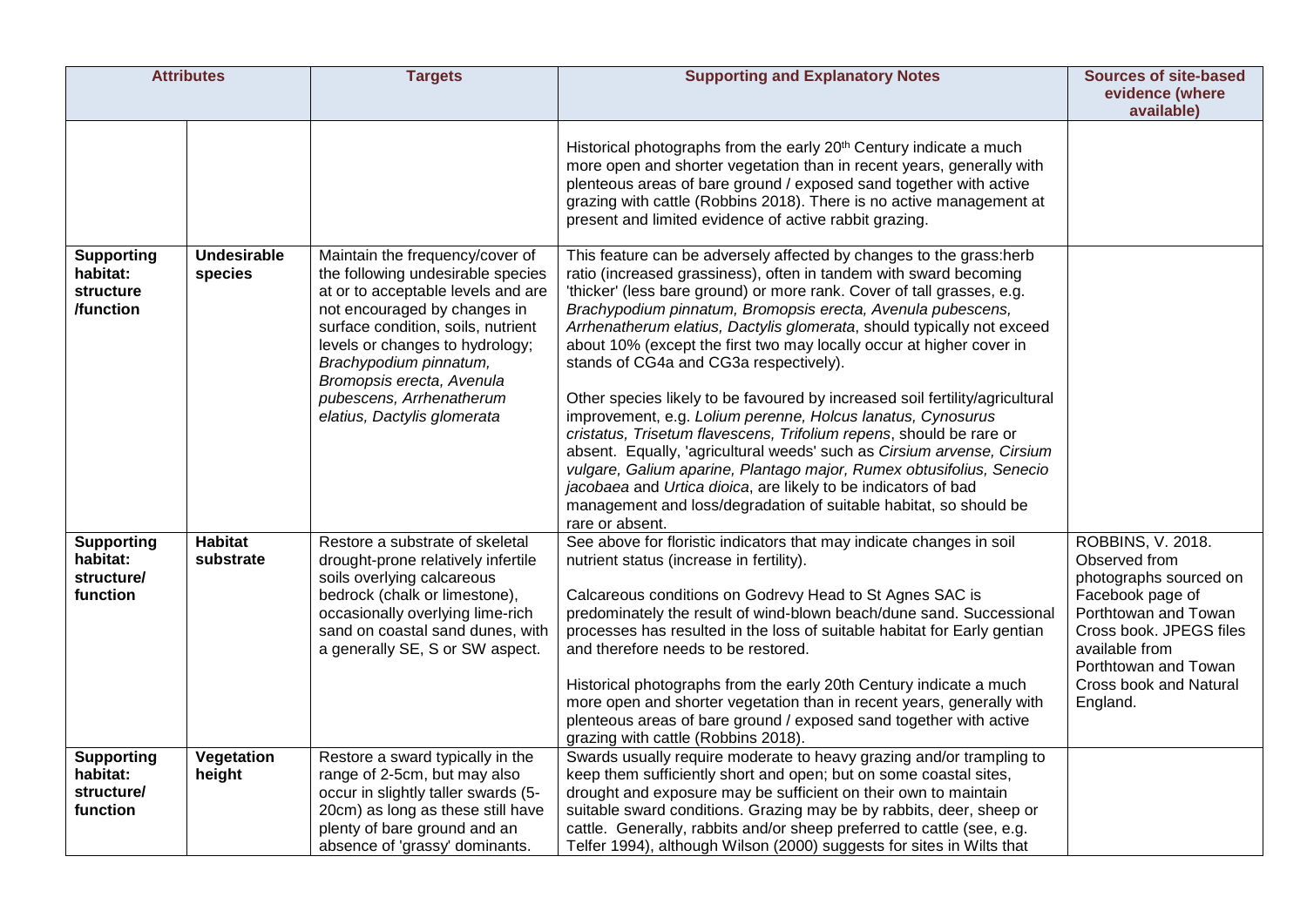| Attributes | | Targets | Supporting and Explanatory Notes | Sources of site-based evidence (where available) |
|---|---|---|---|---|
| | | | Historical photographs from the early 20th Century indicate a much more open and shorter vegetation than in recent years, generally with plenteous areas of bare ground / exposed sand together with active grazing with cattle (Robbins 2018). There is no active management at present and limited evidence of active rabbit grazing. | |
| **Supporting habitat: structure /function** | **Undesirable species** | Maintain the frequency/cover of the following undesirable species at or to acceptable levels and are not encouraged by changes in surface condition, soils, nutrient levels or changes to hydrology; *Brachypodium pinnatum, Bromopsis erecta, Avenula pubescens, Arrhenatherum elatius, Dactylis glomerata* | This feature can be adversely affected by changes to the grass:herb ratio (increased grassiness), often in tandem with sward becoming 'thicker' (less bare ground) or more rank. Cover of tall grasses, e.g. *Brachypodium pinnatum, Bromopsis erecta, Avenula pubescens, Arrhenatherum elatius, Dactylis glomerata*, should typically not exceed about 10% (except the first two may locally occur at higher cover in stands of CG4a and CG3a respectively).<br><br>Other species likely to be favoured by increased soil fertility/agricultural improvement, e.g. *Lolium perenne, Holcus lanatus, Cynosurus cristatus, Trisetum flavescens, Trifolium repens*, should be rare or absent. Equally, 'agricultural weeds' such as *Cirsium arvense, Cirsium vulgare, Galium aparine, Plantago major, Rumex obtusifolius, Senecio jacobaea* and *Urtica dioica*, are likely to be indicators of bad management and loss/degradation of suitable habitat, so should be rare or absent. | |
| **Supporting habitat: structure/ function** | **Habitat substrate** | Restore a substrate of skeletal drought-prone relatively infertile soils overlying calcareous bedrock (chalk or limestone), occasionally overlying lime-rich sand on coastal sand dunes, with a generally SE, S or SW aspect. | See above for floristic indicators that may indicate changes in soil nutrient status (increase in fertility).<br><br>Calcareous conditions on Godrevy Head to St Agnes SAC is predominately the result of wind-blown beach/dune sand. Successional processes has resulted in the loss of suitable habitat for Early gentian and therefore needs to be restored.<br><br>Historical photographs from the early 20th Century indicate a much more open and shorter vegetation than in recent years, generally with plenteous areas of bare ground / exposed sand together with active grazing with cattle (Robbins 2018). | ROBBINS, V. 2018. Observed from photographs sourced on Facebook page of Porthtowan and Towan Cross book. JPEGS files available from Porthtowan and Towan Cross book and Natural England. |
| **Supporting habitat: structure/ function** | **Vegetation height** | Restore a sward typically in the range of 2-5cm, but may also occur in slightly taller swards (5-20cm) as long as these still have plenty of bare ground and an absence of 'grassy' dominants. | Swards usually require moderate to heavy grazing and/or trampling to keep them sufficiently short and open; but on some coastal sites, drought and exposure may be sufficient on their own to maintain suitable sward conditions. Grazing may be by rabbits, deer, sheep or cattle. Generally, rabbits and/or sheep preferred to cattle (see, e.g. Telfer 1994), although Wilson (2000) suggests for sites in Wilts that | |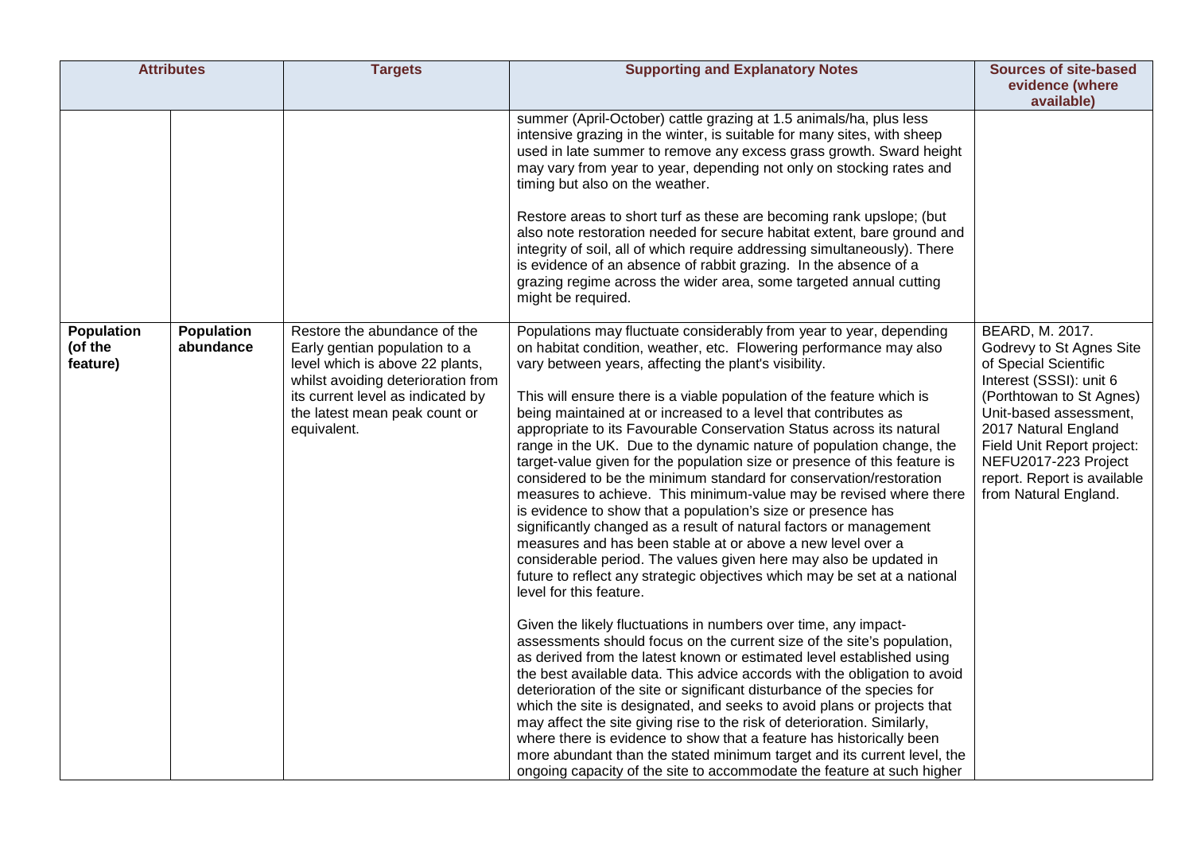| Attributes | | Targets | Supporting and Explanatory Notes | Sources of site-based evidence (where available) |
|---|---|---|---|---|
| | | | summer (April-October) cattle grazing at 1.5 animals/ha, plus less intensive grazing in the winter, is suitable for many sites, with sheep used in late summer to remove any excess grass growth. Sward height may vary from year to year, depending not only on stocking rates and timing but also on the weather.<br><br>Restore areas to short turf as these are becoming rank upslope; (but also note restoration needed for secure habitat extent, bare ground and integrity of soil, all of which require addressing simultaneously). There is evidence of an absence of rabbit grazing. In the absence of a grazing regime across the wider area, some targeted annual cutting might be required. | |
| **Population (of the feature)** | **Population abundance** | Restore the abundance of the Early gentian population to a level which is above 22 plants, whilst avoiding deterioration from its current level as indicated by the latest mean peak count or equivalent. | Populations may fluctuate considerably from year to year, depending on habitat condition, weather, etc. Flowering performance may also vary between years, affecting the plant's visibility.<br><br>This will ensure there is a viable population of the feature which is being maintained at or increased to a level that contributes as appropriate to its Favourable Conservation Status across its natural range in the UK. Due to the dynamic nature of population change, the target-value given for the population size or presence of this feature is considered to be the minimum standard for conservation/restoration measures to achieve. This minimum-value may be revised where there is evidence to show that a population's size or presence has significantly changed as a result of natural factors or management measures and has been stable at or above a new level over a considerable period. The values given here may also be updated in future to reflect any strategic objectives which may be set at a national level for this feature.<br><br>Given the likely fluctuations in numbers over time, any impact-assessments should focus on the current size of the site's population, as derived from the latest known or estimated level established using the best available data. This advice accords with the obligation to avoid deterioration of the site or significant disturbance of the species for which the site is designated, and seeks to avoid plans or projects that may affect the site giving rise to the risk of deterioration. Similarly, where there is evidence to show that a feature has historically been more abundant than the stated minimum target and its current level, the ongoing capacity of the site to accommodate the feature at such higher | BEARD, M. 2017. Godrevy to St Agnes Site of Special Scientific Interest (SSSI): unit 6 (Porthtowan to St Agnes) Unit-based assessment, 2017 Natural England Field Unit Report project: NEFU2017-223 Project report. Report is available from Natural England. |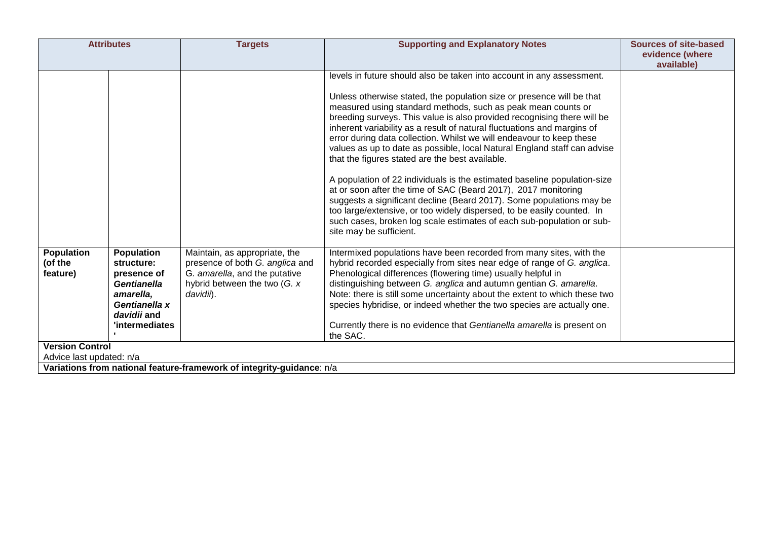| Attributes | | Targets | Supporting and Explanatory Notes | Sources of site-based evidence (where available) |
|---|---|---|---|---|
| | | | levels in future should also be taken into account in any assessment.<br><br>Unless otherwise stated, the population size or presence will be that measured using standard methods, such as peak mean counts or breeding surveys. This value is also provided recognising there will be inherent variability as a result of natural fluctuations and margins of error during data collection. Whilst we will endeavour to keep these values as up to date as possible, local Natural England staff can advise that the figures stated are the best available.<br><br>A population of 22 individuals is the estimated baseline population-size at or soon after the time of SAC (Beard 2017), 2017 monitoring suggests a significant decline (Beard 2017). Some populations may be too large/extensive, or too widely dispersed, to be easily counted. In such cases, broken log scale estimates of each sub-population or sub-site may be sufficient. | |
| **Population (of the feature)** | **Population structure: presence of *Gentianella amarella, Gentianella x davidii* and 'intermediates'** | Maintain, as appropriate, the presence of both *G. anglica* and G. *amarella*, and the putative hybrid between the two (*G. x davidii*). | Intermixed populations have been recorded from many sites, with the hybrid recorded especially from sites near edge of range of *G. anglica*. Phenological differences (flowering time) usually helpful in distinguishing between *G. anglica* and autumn gentian *G. amarella*. Note: there is still some uncertainty about the extent to which these two species hybridise, or indeed whether the two species are actually one.<br><br>Currently there is no evidence that *Gentianella amarella* is present on the SAC. | |

**Version Control**

Advice last updated: n/a

**Variations from national feature-framework of integrity-guidance**: n/a